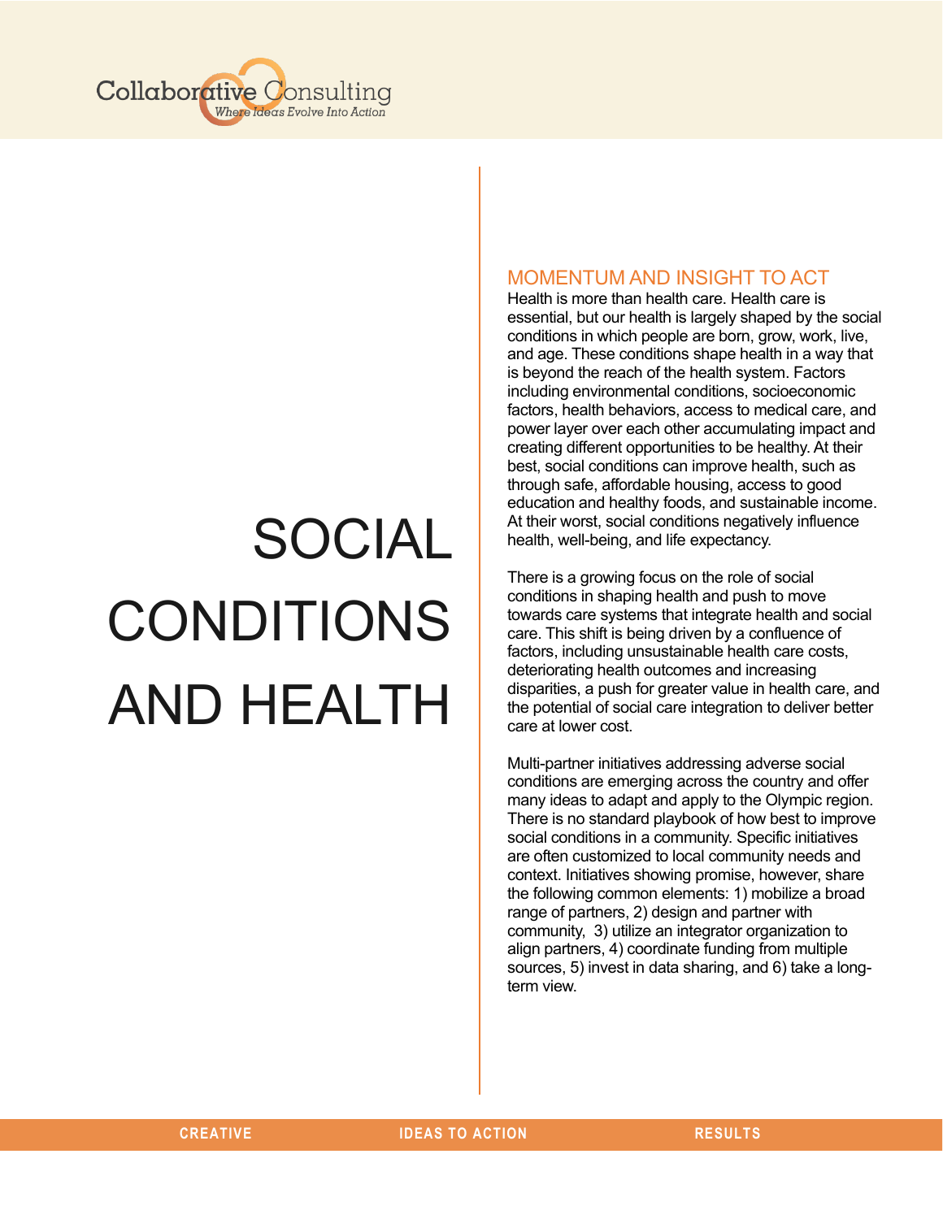Collaborative Consulting

*Where Ideas Evolve Into Action*

# SOCIAL CONDITIONS AND HEALTH

## MOMENTUM AND INSIGHT TO ACT

Health is more than health care. Health care is essential, but our health is largely shaped by the social conditions in which people are born, grow, work, live, and age. These conditions shape health in a way that is beyond the reach of the health system. Factors including environmental conditions, socioeconomic factors, health behaviors, access to medical care, and power layer over each other accumulating impact and creating different opportunities to be healthy. At their best, social conditions can improve health, such as through safe, affordable housing, access to good education and healthy foods, and sustainable income. At their worst, social conditions negatively influence health, well-being, and life expectancy.

There is a growing focus on the role of social conditions in shaping health and push to move towards care systems that integrate health and social care. This shift is being driven by a confluence of factors, including unsustainable health care costs, deteriorating health outcomes and increasing disparities, a push for greater value in health care, and the potential of social care integration to deliver better care at lower cost.

Multi-partner initiatives addressing adverse social conditions are emerging across the country and offer many ideas to adapt and apply to the Olympic region. There is no standard playbook of how best to improve social conditions in a community. Specific initiatives are often customized to local community needs and context. Initiatives showing promise, however, share the following common elements: 1) mobilize a broad range of partners, 2) design and partner with community, 3) utilize an integrator organization to align partners, 4) coordinate funding from multiple sources, 5) invest in data sharing, and 6) take a long-term view.

CREATIVE IDEAS TO ACTION RESULTS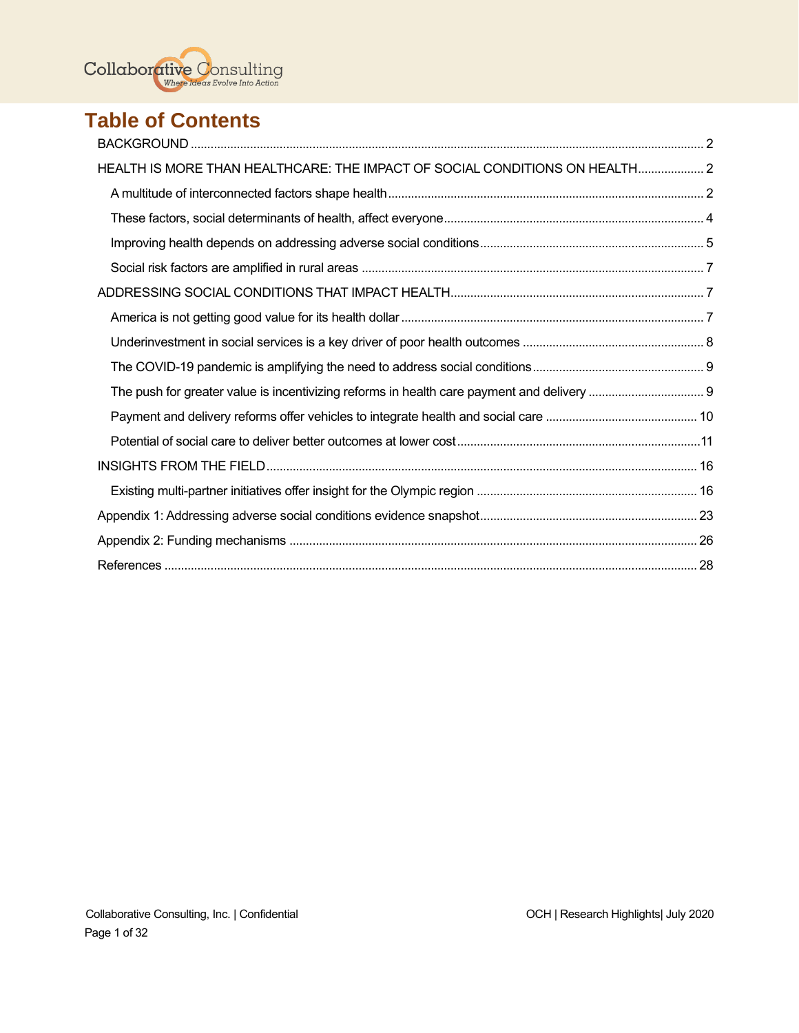# Table of Contents

- BACKGROUND ..... 2
- HEALTH IS MORE THAN HEALTHCARE: THE IMPACT OF SOCIAL CONDITIONS ON HEALTH ..... 2
  - A multitude of interconnected factors shape health ..... 2
  - These factors, social determinants of health, affect everyone ..... 4
  - Improving health depends on addressing adverse social conditions ..... 5
  - Social risk factors are amplified in rural areas ..... 7
- ADDRESSING SOCIAL CONDITIONS THAT IMPACT HEALTH ..... 7
  - America is not getting good value for its health dollar ..... 7
  - Underinvestment in social services is a key driver of poor health outcomes ..... 8
  - The COVID-19 pandemic is amplifying the need to address social conditions ..... 9
  - The push for greater value is incentivizing reforms in health care payment and delivery ..... 9
  - Payment and delivery reforms offer vehicles to integrate health and social care ..... 10
  - Potential of social care to deliver better outcomes at lower cost ..... 11
- INSIGHTS FROM THE FIELD ..... 16
  - Existing multi-partner initiatives offer insight for the Olympic region ..... 16
- Appendix 1: Addressing adverse social conditions evidence snapshot ..... 23
- Appendix 2: Funding mechanisms ..... 26
- References ..... 28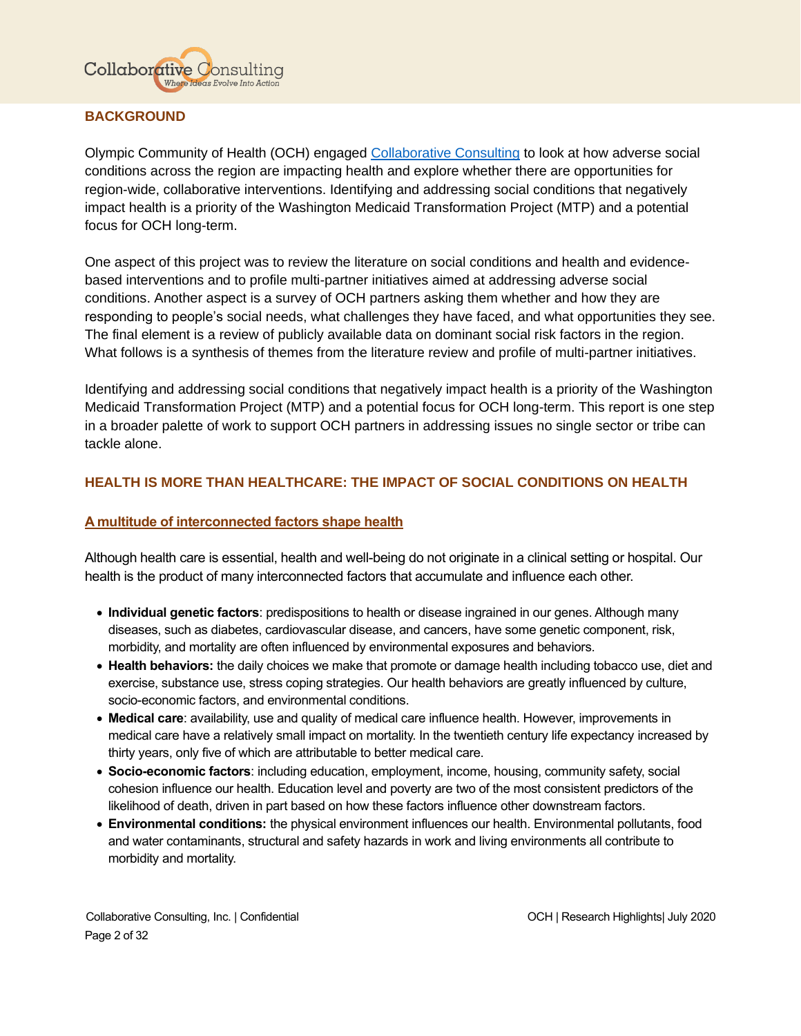## BACKGROUND

Olympic Community of Health (OCH) engaged [Collaborative Consulting](#) to look at how adverse social conditions across the region are impacting health and explore whether there are opportunities for region-wide, collaborative interventions. Identifying and addressing social conditions that negatively impact health is a priority of the Washington Medicaid Transformation Project (MTP) and a potential focus for OCH long-term.

One aspect of this project was to review the literature on social conditions and health and evidence-based interventions and to profile multi-partner initiatives aimed at addressing adverse social conditions. Another aspect is a survey of OCH partners asking them whether and how they are responding to people's social needs, what challenges they have faced, and what opportunities they see. The final element is a review of publicly available data on dominant social risk factors in the region. What follows is a synthesis of themes from the literature review and profile of multi-partner initiatives.

Identifying and addressing social conditions that negatively impact health is a priority of the Washington Medicaid Transformation Project (MTP) and a potential focus for OCH long-term. This report is one step in a broader palette of work to support OCH partners in addressing issues no single sector or tribe can tackle alone.

## HEALTH IS MORE THAN HEALTHCARE: THE IMPACT OF SOCIAL CONDITIONS ON HEALTH

### A multitude of interconnected factors shape health

Although health care is essential, health and well-being do not originate in a clinical setting or hospital. Our health is the product of many interconnected factors that accumulate and influence each other.

- **Individual genetic factors**: predispositions to health or disease ingrained in our genes. Although many diseases, such as diabetes, cardiovascular disease, and cancers, have some genetic component, risk, morbidity, and mortality are often influenced by environmental exposures and behaviors.
- **Health behaviors:** the daily choices we make that promote or damage health including tobacco use, diet and exercise, substance use, stress coping strategies. Our health behaviors are greatly influenced by culture, socio-economic factors, and environmental conditions.
- **Medical care**: availability, use and quality of medical care influence health. However, improvements in medical care have a relatively small impact on mortality. In the twentieth century life expectancy increased by thirty years, only five of which are attributable to better medical care.
- **Socio-economic factors**: including education, employment, income, housing, community safety, social cohesion influence our health. Education level and poverty are two of the most consistent predictors of the likelihood of death, driven in part based on how these factors influence other downstream factors.
- **Environmental conditions:** the physical environment influences our health. Environmental pollutants, food and water contaminants, structural and safety hazards in work and living environments all contribute to morbidity and mortality.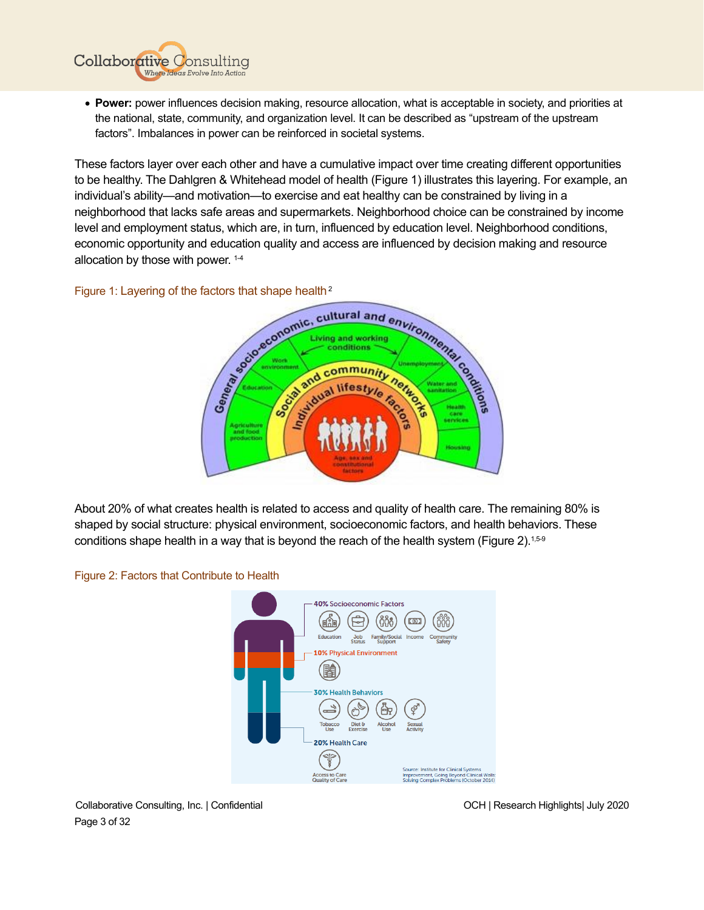- **Power:** power influences decision making, resource allocation, what is acceptable in society, and priorities at the national, state, community, and organization level. It can be described as "upstream of the upstream factors". Imbalances in power can be reinforced in societal systems.

These factors layer over each other and have a cumulative impact over time creating different opportunities to be healthy. The Dahlgren & Whitehead model of health (Figure 1) illustrates this layering. For example, an individual's ability—and motivation—to exercise and eat healthy can be constrained by living in a neighborhood that lacks safe areas and supermarkets. Neighborhood choice can be constrained by income level and employment status, which are, in turn, influenced by education level. Neighborhood conditions, economic opportunity and education quality and access are influenced by decision making and resource allocation by those with power. [1-4]

Figure 1: Layering of the factors that shape health [2]

About 20% of what creates health is related to access and quality of health care. The remaining 80% is shaped by social structure: physical environment, socioeconomic factors, and health behaviors. These conditions shape health in a way that is beyond the reach of the health system (Figure 2). [1,5-9]

Figure 2: Factors that Contribute to Health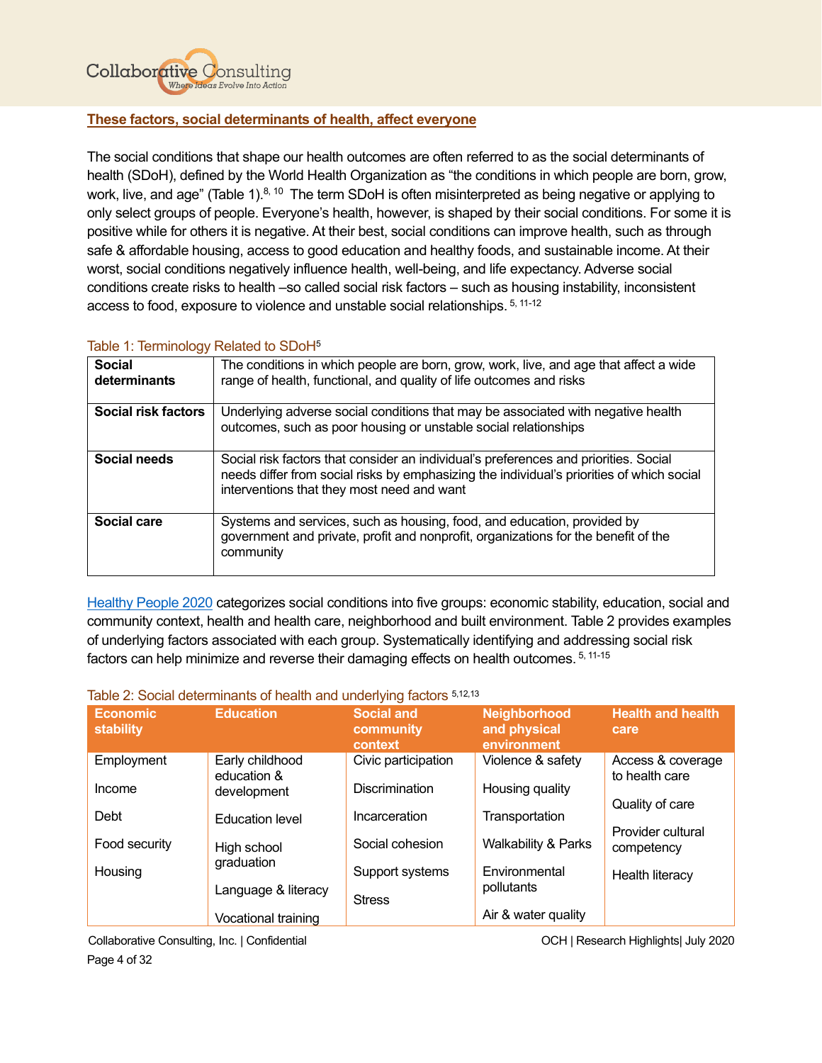**These factors, social determinants of health, affect everyone**

The social conditions that shape our health outcomes are often referred to as the social determinants of health (SDoH), defined by the World Health Organization as "the conditions in which people are born, grow, work, live, and age" (Table 1).[8, 10] The term SDoH is often misinterpreted as being negative or applying to only select groups of people. Everyone's health, however, is shaped by their social conditions. For some it is positive while for others it is negative. At their best, social conditions can improve health, such as through safe & affordable housing, access to good education and healthy foods, and sustainable income. At their worst, social conditions negatively influence health, well-being, and life expectancy. Adverse social conditions create risks to health –so called social risk factors – such as housing instability, inconsistent access to food, exposure to violence and unstable social relationships. [5, 11-12]

Table 1: Terminology Related to SDoH[5]

| | |
|---|---|
| **Social determinants** | The conditions in which people are born, grow, work, live, and age that affect a wide range of health, functional, and quality of life outcomes and risks |
| **Social risk factors** | Underlying adverse social conditions that may be associated with negative health outcomes, such as poor housing or unstable social relationships |
| **Social needs** | Social risk factors that consider an individual's preferences and priorities. Social needs differ from social risks by emphasizing the individual's priorities of which social interventions that they most need and want |
| **Social care** | Systems and services, such as housing, food, and education, provided by government and private, profit and nonprofit, organizations for the benefit of the community |

Healthy People 2020 categorizes social conditions into five groups: economic stability, education, social and community context, health and health care, neighborhood and built environment. Table 2 provides examples of underlying factors associated with each group. Systematically identifying and addressing social risk factors can help minimize and reverse their damaging effects on health outcomes. [5, 11-15]

Table 2: Social determinants of health and underlying factors [5,12,13]

| Economic stability | Education | Social and community context | Neighborhood and physical environment | Health and health care |
|---|---|---|---|---|
| Employment | Early childhood education & development | Civic participation | Violence & safety | Access & coverage to health care |
| Income | Education level | Discrimination | Housing quality | Quality of care |
| Debt | High school graduation | Incarceration | Transportation | Provider cultural competency |
| Food security | Language & literacy | Social cohesion | Walkability & Parks | Health literacy |
| Housing | Vocational training | Support systems | Environmental pollutants | |
| | | Stress | Air & water quality | |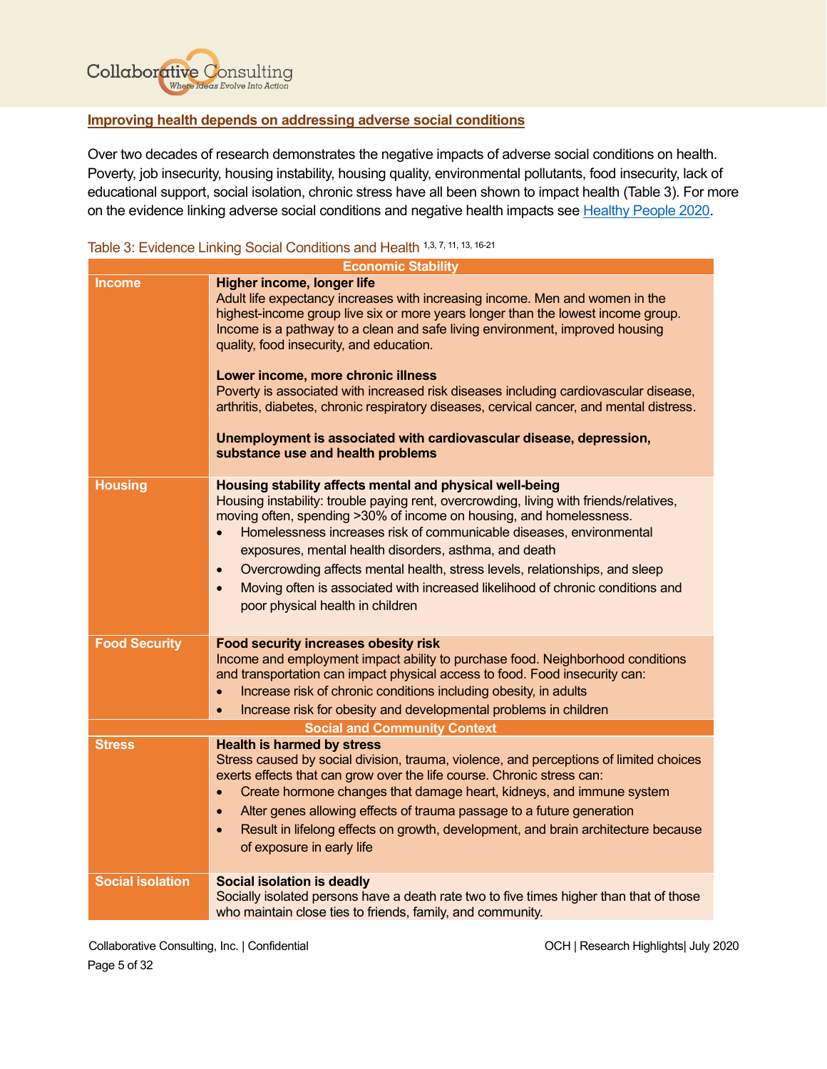## Improving health depends on addressing adverse social conditions

Over two decades of research demonstrates the negative impacts of adverse social conditions on health. Poverty, job insecurity, housing instability, housing quality, environmental pollutants, food insecurity, lack of educational support, social isolation, chronic stress have all been shown to impact health (Table 3). For more on the evidence linking adverse social conditions and negative health impacts see [Healthy People 2020](Healthy People 2020).

Table 3: Evidence Linking Social Conditions and Health [1,3, 7, 11, 13, 16-21]

| Economic Stability | |
|---|---|
| **Income** | **Higher income, longer life**<br>Adult life expectancy increases with increasing income. Men and women in the highest-income group live six or more years longer than the lowest income group. Income is a pathway to a clean and safe living environment, improved housing quality, food insecurity, and education.<br><br>**Lower income, more chronic illness**<br>Poverty is associated with increased risk diseases including cardiovascular disease, arthritis, diabetes, chronic respiratory diseases, cervical cancer, and mental distress.<br><br>**Unemployment is associated with cardiovascular disease, depression, substance use and health problems** |
| **Housing** | **Housing stability affects mental and physical well-being**<br>Housing instability: trouble paying rent, overcrowding, living with friends/relatives, moving often, spending >30% of income on housing, and homelessness.<br>• Homelessness increases risk of communicable diseases, environmental exposures, mental health disorders, asthma, and death<br>• Overcrowding affects mental health, stress levels, relationships, and sleep<br>• Moving often is associated with increased likelihood of chronic conditions and poor physical health in children |
| **Food Security** | **Food security increases obesity risk**<br>Income and employment impact ability to purchase food. Neighborhood conditions and transportation can impact physical access to food. Food insecurity can:<br>• Increase risk of chronic conditions including obesity, in adults<br>• Increase risk for obesity and developmental problems in children |
| **Social and Community Context** | |
| **Stress** | **Health is harmed by stress**<br>Stress caused by social division, trauma, violence, and perceptions of limited choices exerts effects that can grow over the life course. Chronic stress can:<br>• Create hormone changes that damage heart, kidneys, and immune system<br>• Alter genes allowing effects of trauma passage to a future generation<br>• Result in lifelong effects on growth, development, and brain architecture because of exposure in early life |
| **Social isolation** | **Social isolation is deadly**<br>Socially isolated persons have a death rate two to five times higher than that of those who maintain close ties to friends, family, and community. |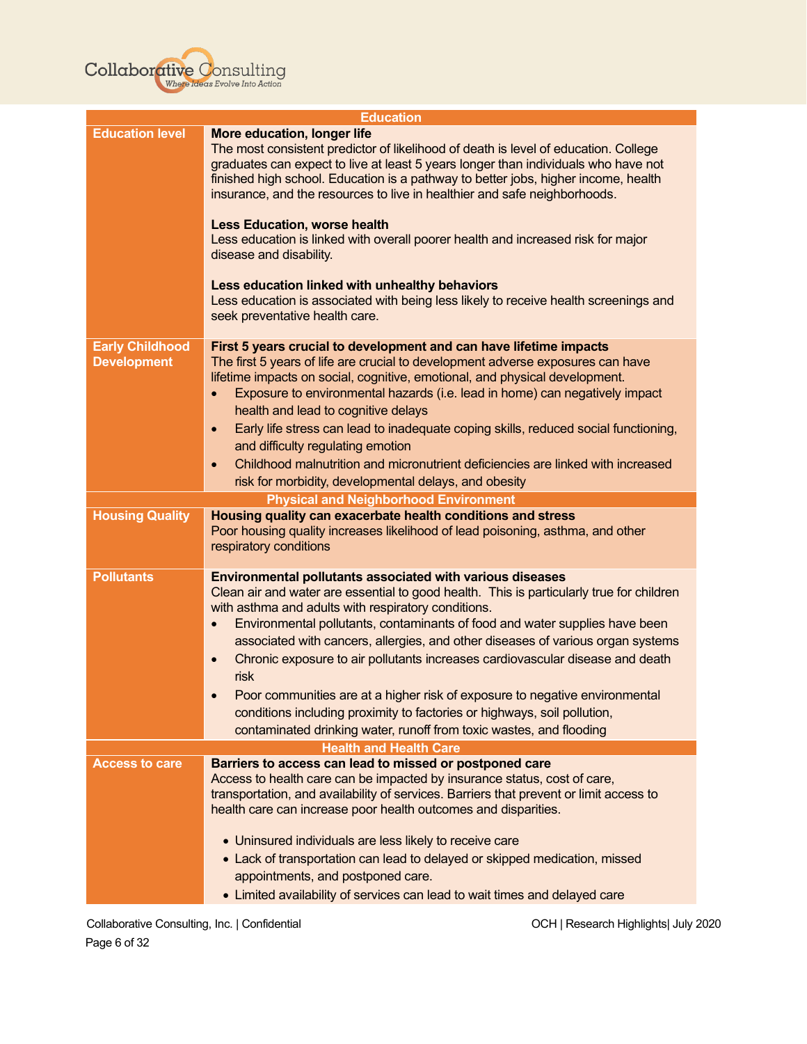| Education | |
|---|---|
| **Education level** | **More education, longer life**<br>The most consistent predictor of likelihood of death is level of education. College graduates can expect to live at least 5 years longer than individuals who have not finished high school. Education is a pathway to better jobs, higher income, health insurance, and the resources to live in healthier and safe neighborhoods.<br><br>**Less Education, worse health**<br>Less education is linked with overall poorer health and increased risk for major disease and disability.<br><br>**Less education linked with unhealthy behaviors**<br>Less education is associated with being less likely to receive health screenings and seek preventative health care. |
| **Early Childhood Development** | **First 5 years crucial to development and can have lifetime impacts**<br>The first 5 years of life are crucial to development adverse exposures can have lifetime impacts on social, cognitive, emotional, and physical development.<br>• Exposure to environmental hazards (i.e. lead in home) can negatively impact health and lead to cognitive delays<br>• Early life stress can lead to inadequate coping skills, reduced social functioning, and difficulty regulating emotion<br>• Childhood malnutrition and micronutrient deficiencies are linked with increased risk for morbidity, developmental delays, and obesity |
| **Physical and Neighborhood Environment** | |
| **Housing Quality** | **Housing quality can exacerbate health conditions and stress**<br>Poor housing quality increases likelihood of lead poisoning, asthma, and other respiratory conditions |
| **Pollutants** | **Environmental pollutants associated with various diseases**<br>Clean air and water are essential to good health. This is particularly true for children with asthma and adults with respiratory conditions.<br>• Environmental pollutants, contaminants of food and water supplies have been associated with cancers, allergies, and other diseases of various organ systems<br>• Chronic exposure to air pollutants increases cardiovascular disease and death risk<br>• Poor communities are at a higher risk of exposure to negative environmental conditions including proximity to factories or highways, soil pollution, contaminated drinking water, runoff from toxic wastes, and flooding |
| **Health and Health Care** | |
| **Access to care** | **Barriers to access can lead to missed or postponed care**<br>Access to health care can be impacted by insurance status, cost of care, transportation, and availability of services. Barriers that prevent or limit access to health care can increase poor health outcomes and disparities.<br><br>• Uninsured individuals are less likely to receive care<br>• Lack of transportation can lead to delayed or skipped medication, missed appointments, and postponed care.<br>• Limited availability of services can lead to wait times and delayed care |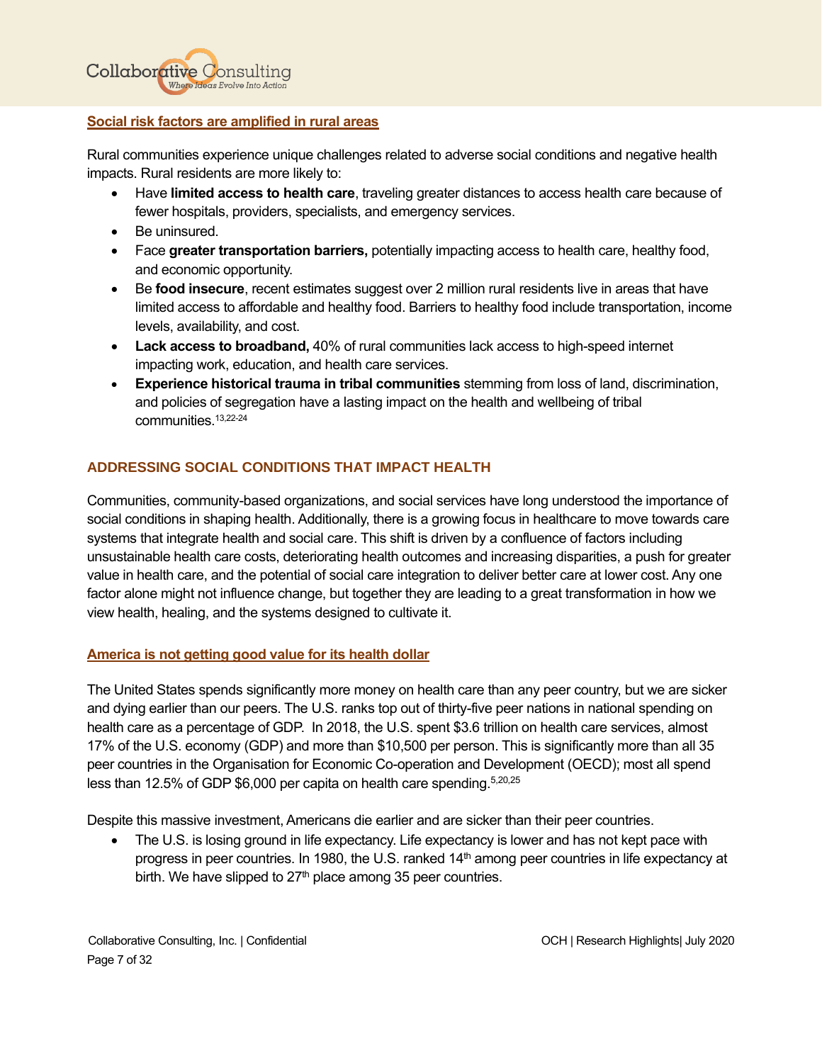## Social risk factors are amplified in rural areas

Rural communities experience unique challenges related to adverse social conditions and negative health impacts. Rural residents are more likely to:

- Have **limited access to health care**, traveling greater distances to access health care because of fewer hospitals, providers, specialists, and emergency services.
- Be uninsured.
- Face **greater transportation barriers,** potentially impacting access to health care, healthy food, and economic opportunity.
- Be **food insecure**, recent estimates suggest over 2 million rural residents live in areas that have limited access to affordable and healthy food. Barriers to healthy food include transportation, income levels, availability, and cost.
- **Lack access to broadband,** 40% of rural communities lack access to high-speed internet impacting work, education, and health care services.
- **Experience historical trauma in tribal communities** stemming from loss of land, discrimination, and policies of segregation have a lasting impact on the health and wellbeing of tribal communities.[13,22-24]

# ADDRESSING SOCIAL CONDITIONS THAT IMPACT HEALTH

Communities, community-based organizations, and social services have long understood the importance of social conditions in shaping health. Additionally, there is a growing focus in healthcare to move towards care systems that integrate health and social care. This shift is driven by a confluence of factors including unsustainable health care costs, deteriorating health outcomes and increasing disparities, a push for greater value in health care, and the potential of social care integration to deliver better care at lower cost. Any one factor alone might not influence change, but together they are leading to a great transformation in how we view health, healing, and the systems designed to cultivate it.

## America is not getting good value for its health dollar

The United States spends significantly more money on health care than any peer country, but we are sicker and dying earlier than our peers. The U.S. ranks top out of thirty-five peer nations in national spending on health care as a percentage of GDP. In 2018, the U.S. spent $3.6 trillion on health care services, almost 17% of the U.S. economy (GDP) and more than $10,500 per person. This is significantly more than all 35 peer countries in the Organisation for Economic Co-operation and Development (OECD); most all spend less than 12.5% of GDP $6,000 per capita on health care spending.[5,20,25]

Despite this massive investment, Americans die earlier and are sicker than their peer countries.

- The U.S. is losing ground in life expectancy. Life expectancy is lower and has not kept pace with progress in peer countries. In 1980, the U.S. ranked 14th among peer countries in life expectancy at birth. We have slipped to 27th place among 35 peer countries.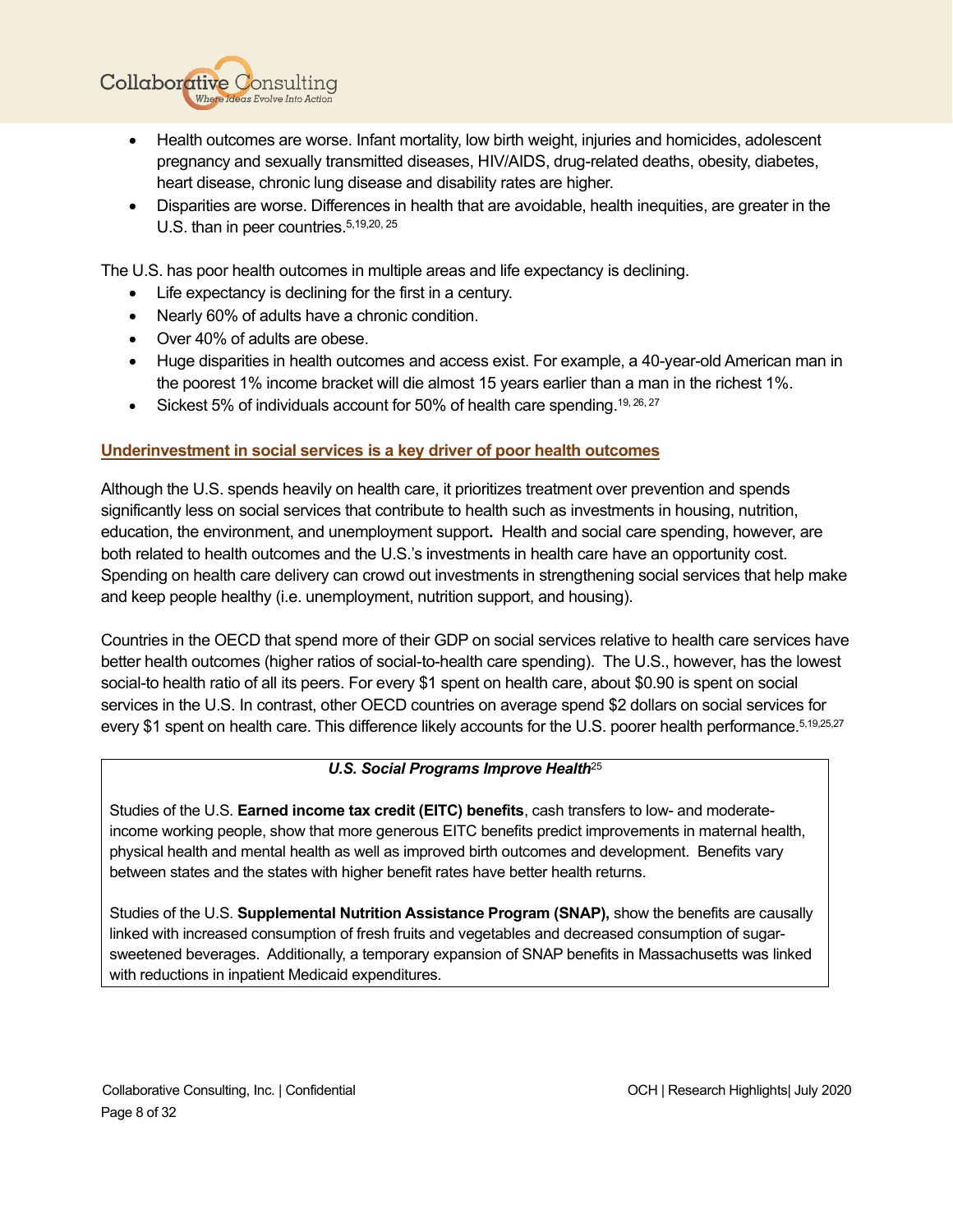- Health outcomes are worse. Infant mortality, low birth weight, injuries and homicides, adolescent pregnancy and sexually transmitted diseases, HIV/AIDS, drug-related deaths, obesity, diabetes, heart disease, chronic lung disease and disability rates are higher.
- Disparities are worse. Differences in health that are avoidable, health inequities, are greater in the U.S. than in peer countries.[5,19,20, 25]

The U.S. has poor health outcomes in multiple areas and life expectancy is declining.

- Life expectancy is declining for the first in a century.
- Nearly 60% of adults have a chronic condition.
- Over 40% of adults are obese.
- Huge disparities in health outcomes and access exist. For example, a 40-year-old American man in the poorest 1% income bracket will die almost 15 years earlier than a man in the richest 1%.
- Sickest 5% of individuals account for 50% of health care spending.[19, 26, 27]

## Underinvestment in social services is a key driver of poor health outcomes

Although the U.S. spends heavily on health care, it prioritizes treatment over prevention and spends significantly less on social services that contribute to health such as investments in housing, nutrition, education, the environment, and unemployment support**.** Health and social care spending, however, are both related to health outcomes and the U.S.'s investments in health care have an opportunity cost. Spending on health care delivery can crowd out investments in strengthening social services that help make and keep people healthy (i.e. unemployment, nutrition support, and housing).

Countries in the OECD that spend more of their GDP on social services relative to health care services have better health outcomes (higher ratios of social-to-health care spending). The U.S., however, has the lowest social-to health ratio of all its peers. For every $1 spent on health care, about $0.90 is spent on social services in the U.S. In contrast, other OECD countries on average spend $2 dollars on social services for every $1 spent on health care. This difference likely accounts for the U.S. poorer health performance.[5,19,25,27]

> ***U.S. Social Programs Improve Health***[25]
>
> Studies of the U.S. **Earned income tax credit (EITC) benefits**, cash transfers to low- and moderate-income working people, show that more generous EITC benefits predict improvements in maternal health, physical health and mental health as well as improved birth outcomes and development. Benefits vary between states and the states with higher benefit rates have better health returns.
>
> Studies of the U.S. **Supplemental Nutrition Assistance Program (SNAP),** show the benefits are causally linked with increased consumption of fresh fruits and vegetables and decreased consumption of sugar-sweetened beverages. Additionally, a temporary expansion of SNAP benefits in Massachusetts was linked with reductions in inpatient Medicaid expenditures.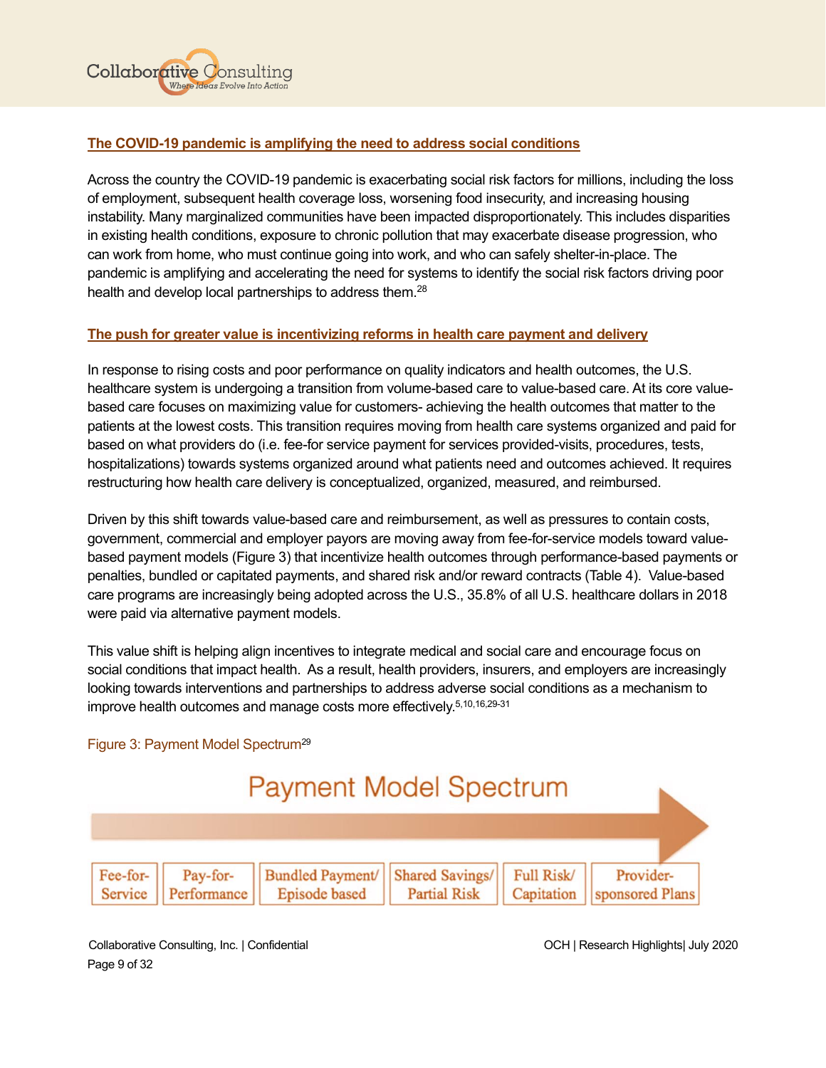## The COVID-19 pandemic is amplifying the need to address social conditions

Across the country the COVID-19 pandemic is exacerbating social risk factors for millions, including the loss of employment, subsequent health coverage loss, worsening food insecurity, and increasing housing instability. Many marginalized communities have been impacted disproportionately. This includes disparities in existing health conditions, exposure to chronic pollution that may exacerbate disease progression, who can work from home, who must continue going into work, and who can safely shelter-in-place. The pandemic is amplifying and accelerating the need for systems to identify the social risk factors driving poor health and develop local partnerships to address them.[28]

## The push for greater value is incentivizing reforms in health care payment and delivery

In response to rising costs and poor performance on quality indicators and health outcomes, the U.S. healthcare system is undergoing a transition from volume-based care to value-based care. At its core value-based care focuses on maximizing value for customers- achieving the health outcomes that matter to the patients at the lowest costs. This transition requires moving from health care systems organized and paid for based on what providers do (i.e. fee-for service payment for services provided-visits, procedures, tests, hospitalizations) towards systems organized around what patients need and outcomes achieved. It requires restructuring how health care delivery is conceptualized, organized, measured, and reimbursed.

Driven by this shift towards value-based care and reimbursement, as well as pressures to contain costs, government, commercial and employer payors are moving away from fee-for-service models toward value-based payment models (Figure 3) that incentivize health outcomes through performance-based payments or penalties, bundled or capitated payments, and shared risk and/or reward contracts (Table 4). Value-based care programs are increasingly being adopted across the U.S., 35.8% of all U.S. healthcare dollars in 2018 were paid via alternative payment models.

This value shift is helping align incentives to integrate medical and social care and encourage focus on social conditions that impact health. As a result, health providers, insurers, and employers are increasingly looking towards interventions and partnerships to address adverse social conditions as a mechanism to improve health outcomes and manage costs more effectively.[5,10,16,29-31]

Figure 3: Payment Model Spectrum[29]

**Payment Model Spectrum**

| Fee-for-Service | Pay-for-Performance | Bundled Payment/ Episode based | Shared Savings/ Partial Risk | Full Risk/ Capitation | Provider-sponsored Plans |
|---|---|---|---|---|---|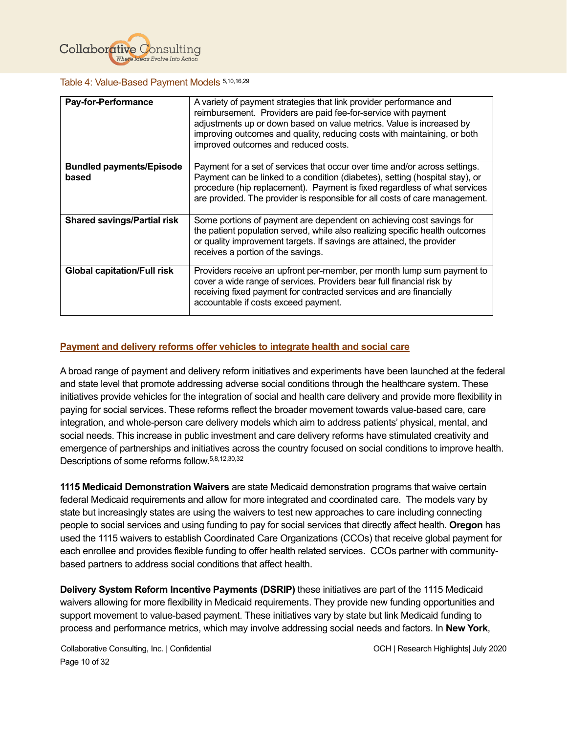Table 4: Value-Based Payment Models [5,10,16,29]

| | |
|---|---|
| **Pay-for-Performance** | A variety of payment strategies that link provider performance and reimbursement. Providers are paid fee-for-service with payment adjustments up or down based on value metrics. Value is increased by improving outcomes and quality, reducing costs with maintaining, or both improved outcomes and reduced costs. |
| **Bundled payments/Episode based** | Payment for a set of services that occur over time and/or across settings. Payment can be linked to a condition (diabetes), setting (hospital stay), or procedure (hip replacement). Payment is fixed regardless of what services are provided. The provider is responsible for all costs of care management. |
| **Shared savings/Partial risk** | Some portions of payment are dependent on achieving cost savings for the patient population served, while also realizing specific health outcomes or quality improvement targets. If savings are attained, the provider receives a portion of the savings. |
| **Global capitation/Full risk** | Providers receive an upfront per-member, per month lump sum payment to cover a wide range of services. Providers bear full financial risk by receiving fixed payment for contracted services and are financially accountable if costs exceed payment. |

## Payment and delivery reforms offer vehicles to integrate health and social care

A broad range of payment and delivery reform initiatives and experiments have been launched at the federal and state level that promote addressing adverse social conditions through the healthcare system. These initiatives provide vehicles for the integration of social and health care delivery and provide more flexibility in paying for social services. These reforms reflect the broader movement towards value-based care, care integration, and whole-person care delivery models which aim to address patients' physical, mental, and social needs. This increase in public investment and care delivery reforms have stimulated creativity and emergence of partnerships and initiatives across the country focused on social conditions to improve health. Descriptions of some reforms follow.[5,8,12,30,32]

**1115 Medicaid Demonstration Waivers** are state Medicaid demonstration programs that waive certain federal Medicaid requirements and allow for more integrated and coordinated care. The models vary by state but increasingly states are using the waivers to test new approaches to care including connecting people to social services and using funding to pay for social services that directly affect health. **Oregon** has used the 1115 waivers to establish Coordinated Care Organizations (CCOs) that receive global payment for each enrollee and provides flexible funding to offer health related services. CCOs partner with community-based partners to address social conditions that affect health.

**Delivery System Reform Incentive Payments (DSRIP)** these initiatives are part of the 1115 Medicaid waivers allowing for more flexibility in Medicaid requirements. They provide new funding opportunities and support movement to value-based payment. These initiatives vary by state but link Medicaid funding to process and performance metrics, which may involve addressing social needs and factors. In **New York**,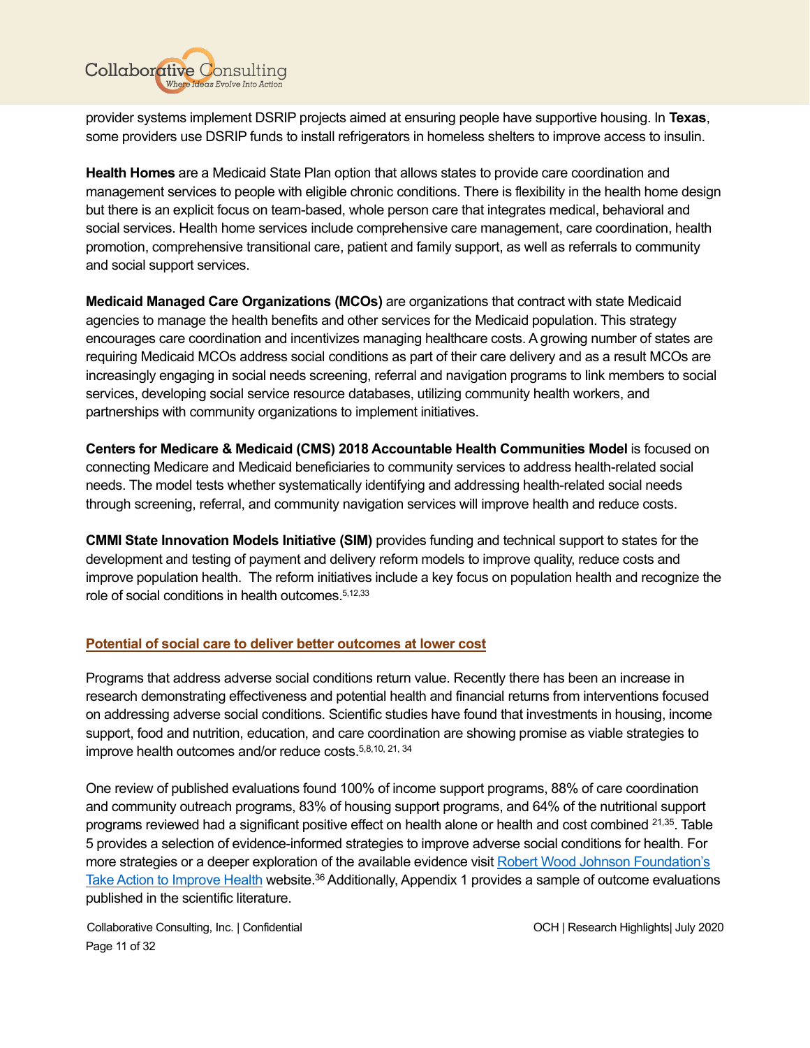provider systems implement DSRIP projects aimed at ensuring people have supportive housing. In **Texas**, some providers use DSRIP funds to install refrigerators in homeless shelters to improve access to insulin.

**Health Homes** are a Medicaid State Plan option that allows states to provide care coordination and management services to people with eligible chronic conditions. There is flexibility in the health home design but there is an explicit focus on team-based, whole person care that integrates medical, behavioral and social services. Health home services include comprehensive care management, care coordination, health promotion, comprehensive transitional care, patient and family support, as well as referrals to community and social support services.

**Medicaid Managed Care Organizations (MCOs)** are organizations that contract with state Medicaid agencies to manage the health benefits and other services for the Medicaid population. This strategy encourages care coordination and incentivizes managing healthcare costs. A growing number of states are requiring Medicaid MCOs address social conditions as part of their care delivery and as a result MCOs are increasingly engaging in social needs screening, referral and navigation programs to link members to social services, developing social service resource databases, utilizing community health workers, and partnerships with community organizations to implement initiatives.

**Centers for Medicare & Medicaid (CMS) 2018 Accountable Health Communities Model** is focused on connecting Medicare and Medicaid beneficiaries to community services to address health-related social needs. The model tests whether systematically identifying and addressing health-related social needs through screening, referral, and community navigation services will improve health and reduce costs.

**CMMI State Innovation Models Initiative (SIM)** provides funding and technical support to states for the development and testing of payment and delivery reform models to improve quality, reduce costs and improve population health. The reform initiatives include a key focus on population health and recognize the role of social conditions in health outcomes.[5,12,33]

## Potential of social care to deliver better outcomes at lower cost

Programs that address adverse social conditions return value. Recently there has been an increase in research demonstrating effectiveness and potential health and financial returns from interventions focused on addressing adverse social conditions. Scientific studies have found that investments in housing, income support, food and nutrition, education, and care coordination are showing promise as viable strategies to improve health outcomes and/or reduce costs.[5,8,10,21,34]

One review of published evaluations found 100% of income support programs, 88% of care coordination and community outreach programs, 83% of housing support programs, and 64% of the nutritional support programs reviewed had a significant positive effect on health alone or health and cost combined [21,35]. Table 5 provides a selection of evidence-informed strategies to improve adverse social conditions for health. For more strategies or a deeper exploration of the available evidence visit Robert Wood Johnson Foundation's Take Action to Improve Health website.[36] Additionally, Appendix 1 provides a sample of outcome evaluations published in the scientific literature.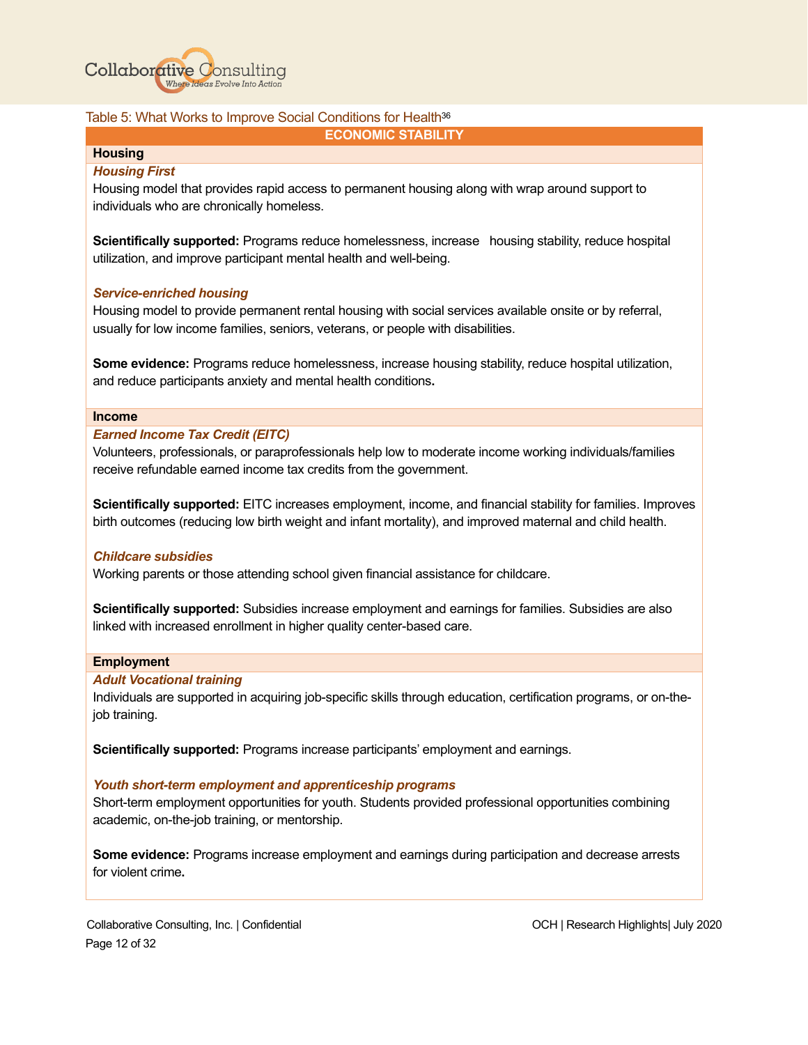Table 5: What Works to Improve Social Conditions for Health[36]

## ECONOMIC STABILITY

### Housing

***Housing First***

Housing model that provides rapid access to permanent housing along with wrap around support to individuals who are chronically homeless.

**Scientifically supported:** Programs reduce homelessness, increase housing stability, reduce hospital utilization, and improve participant mental health and well-being.

***Service-enriched housing***

Housing model to provide permanent rental housing with social services available onsite or by referral, usually for low income families, seniors, veterans, or people with disabilities.

**Some evidence:** Programs reduce homelessness, increase housing stability, reduce hospital utilization, and reduce participants anxiety and mental health conditions.

### Income

***Earned Income Tax Credit (EITC)***

Volunteers, professionals, or paraprofessionals help low to moderate income working individuals/families receive refundable earned income tax credits from the government.

**Scientifically supported:** EITC increases employment, income, and financial stability for families. Improves birth outcomes (reducing low birth weight and infant mortality), and improved maternal and child health.

***Childcare subsidies***

Working parents or those attending school given financial assistance for childcare.

**Scientifically supported:** Subsidies increase employment and earnings for families. Subsidies are also linked with increased enrollment in higher quality center-based care.

### Employment

***Adult Vocational training***

Individuals are supported in acquiring job-specific skills through education, certification programs, or on-the-job training.

**Scientifically supported:** Programs increase participants' employment and earnings.

***Youth short-term employment and apprenticeship programs***

Short-term employment opportunities for youth. Students provided professional opportunities combining academic, on-the-job training, or mentorship.

**Some evidence:** Programs increase employment and earnings during participation and decrease arrests for violent crime.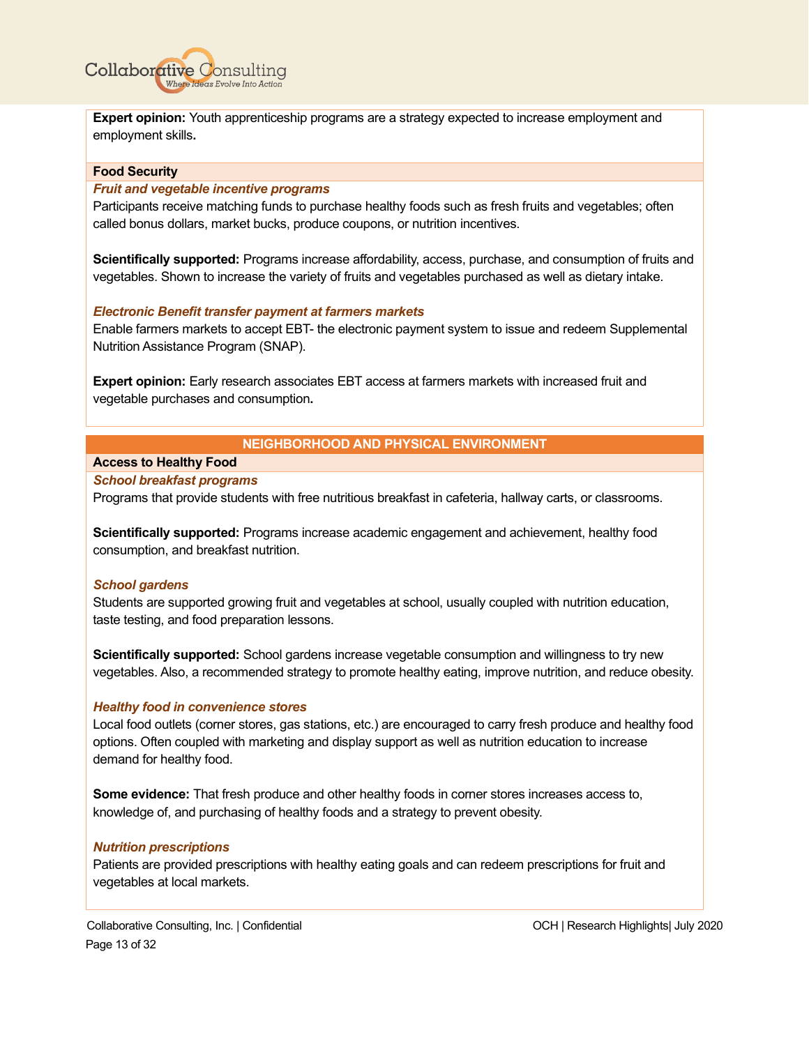**Expert opinion:** Youth apprenticeship programs are a strategy expected to increase employment and employment skills**.**

**Food Security**

***Fruit and vegetable incentive programs***

Participants receive matching funds to purchase healthy foods such as fresh fruits and vegetables; often called bonus dollars, market bucks, produce coupons, or nutrition incentives.

**Scientifically supported:** Programs increase affordability, access, purchase, and consumption of fruits and vegetables. Shown to increase the variety of fruits and vegetables purchased as well as dietary intake.

***Electronic Benefit transfer payment at farmers markets***

Enable farmers markets to accept EBT- the electronic payment system to issue and redeem Supplemental Nutrition Assistance Program (SNAP).

**Expert opinion:** Early research associates EBT access at farmers markets with increased fruit and vegetable purchases and consumption**.**

## NEIGHBORHOOD AND PHYSICAL ENVIRONMENT

**Access to Healthy Food**

***School breakfast programs***

Programs that provide students with free nutritious breakfast in cafeteria, hallway carts, or classrooms.

**Scientifically supported:** Programs increase academic engagement and achievement, healthy food consumption, and breakfast nutrition.

***School gardens***

Students are supported growing fruit and vegetables at school, usually coupled with nutrition education, taste testing, and food preparation lessons.

**Scientifically supported:** School gardens increase vegetable consumption and willingness to try new vegetables. Also, a recommended strategy to promote healthy eating, improve nutrition, and reduce obesity.

***Healthy food in convenience stores***

Local food outlets (corner stores, gas stations, etc.) are encouraged to carry fresh produce and healthy food options. Often coupled with marketing and display support as well as nutrition education to increase demand for healthy food.

**Some evidence:** That fresh produce and other healthy foods in corner stores increases access to, knowledge of, and purchasing of healthy foods and a strategy to prevent obesity.

***Nutrition prescriptions***

Patients are provided prescriptions with healthy eating goals and can redeem prescriptions for fruit and vegetables at local markets.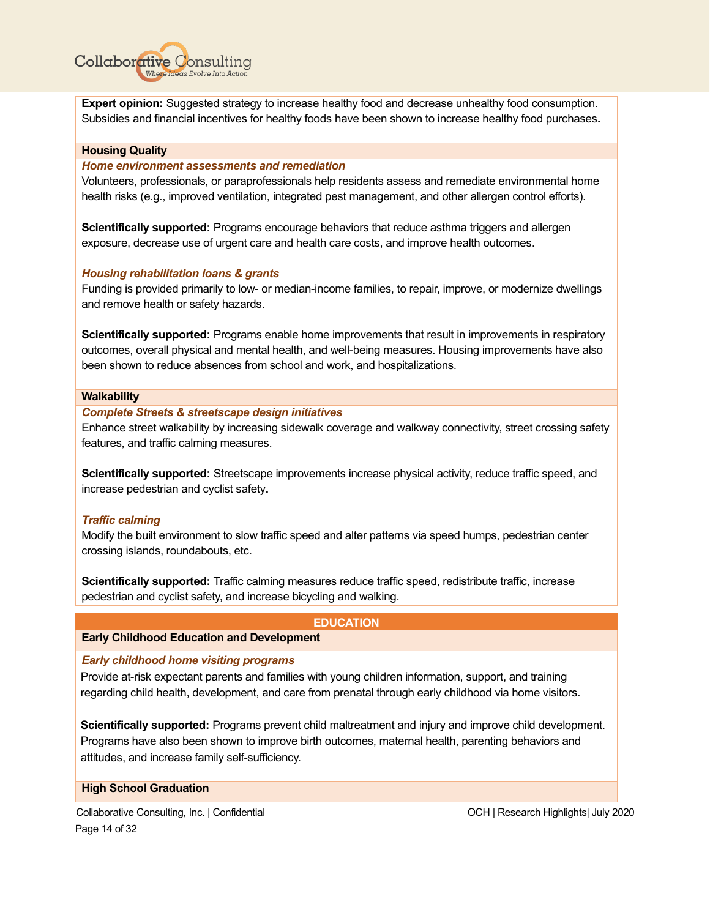**Expert opinion:** Suggested strategy to increase healthy food and decrease unhealthy food consumption. Subsidies and financial incentives for healthy foods have been shown to increase healthy food purchases.

### Housing Quality

***Home environment assessments and remediation***

Volunteers, professionals, or paraprofessionals help residents assess and remediate environmental home health risks (e.g., improved ventilation, integrated pest management, and other allergen control efforts).

**Scientifically supported:** Programs encourage behaviors that reduce asthma triggers and allergen exposure, decrease use of urgent care and health care costs, and improve health outcomes.

***Housing rehabilitation loans & grants***

Funding is provided primarily to low- or median-income families, to repair, improve, or modernize dwellings and remove health or safety hazards.

**Scientifically supported:** Programs enable home improvements that result in improvements in respiratory outcomes, overall physical and mental health, and well-being measures. Housing improvements have also been shown to reduce absences from school and work, and hospitalizations.

### Walkability

***Complete Streets & streetscape design initiatives***

Enhance street walkability by increasing sidewalk coverage and walkway connectivity, street crossing safety features, and traffic calming measures.

**Scientifically supported:** Streetscape improvements increase physical activity, reduce traffic speed, and increase pedestrian and cyclist safety.

***Traffic calming***

Modify the built environment to slow traffic speed and alter patterns via speed humps, pedestrian center crossing islands, roundabouts, etc.

**Scientifically supported:** Traffic calming measures reduce traffic speed, redistribute traffic, increase pedestrian and cyclist safety, and increase bicycling and walking.

## EDUCATION

### Early Childhood Education and Development

***Early childhood home visiting programs***

Provide at-risk expectant parents and families with young children information, support, and training regarding child health, development, and care from prenatal through early childhood via home visitors.

**Scientifically supported:** Programs prevent child maltreatment and injury and improve child development. Programs have also been shown to improve birth outcomes, maternal health, parenting behaviors and attitudes, and increase family self-sufficiency.

### High School Graduation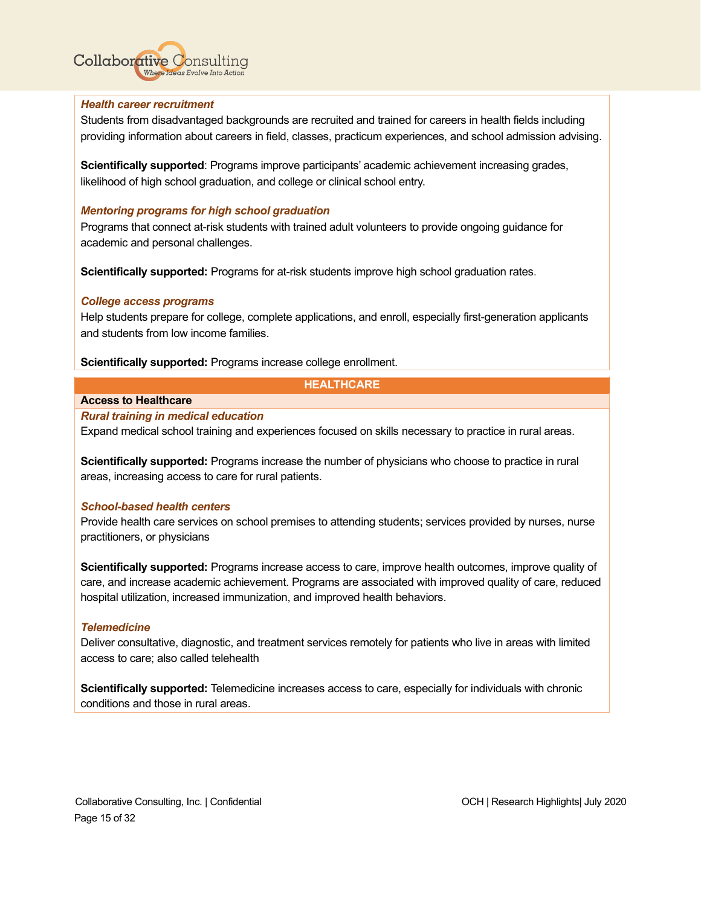***Health career recruitment***

Students from disadvantaged backgrounds are recruited and trained for careers in health fields including providing information about careers in field, classes, practicum experiences, and school admission advising.

**Scientifically supported**: Programs improve participants' academic achievement increasing grades, likelihood of high school graduation, and college or clinical school entry.

***Mentoring programs for high school graduation***

Programs that connect at-risk students with trained adult volunteers to provide ongoing guidance for academic and personal challenges.

**Scientifically supported:** Programs for at-risk students improve high school graduation rates.

***College access programs***

Help students prepare for college, complete applications, and enroll, especially first-generation applicants and students from low income families.

**Scientifically supported:** Programs increase college enrollment.

## HEALTHCARE

### Access to Healthcare

***Rural training in medical education***

Expand medical school training and experiences focused on skills necessary to practice in rural areas.

**Scientifically supported:** Programs increase the number of physicians who choose to practice in rural areas, increasing access to care for rural patients.

***School-based health centers***

Provide health care services on school premises to attending students; services provided by nurses, nurse practitioners, or physicians

**Scientifically supported:** Programs increase access to care, improve health outcomes, improve quality of care, and increase academic achievement. Programs are associated with improved quality of care, reduced hospital utilization, increased immunization, and improved health behaviors.

***Telemedicine***

Deliver consultative, diagnostic, and treatment services remotely for patients who live in areas with limited access to care; also called telehealth

**Scientifically supported:** Telemedicine increases access to care, especially for individuals with chronic conditions and those in rural areas.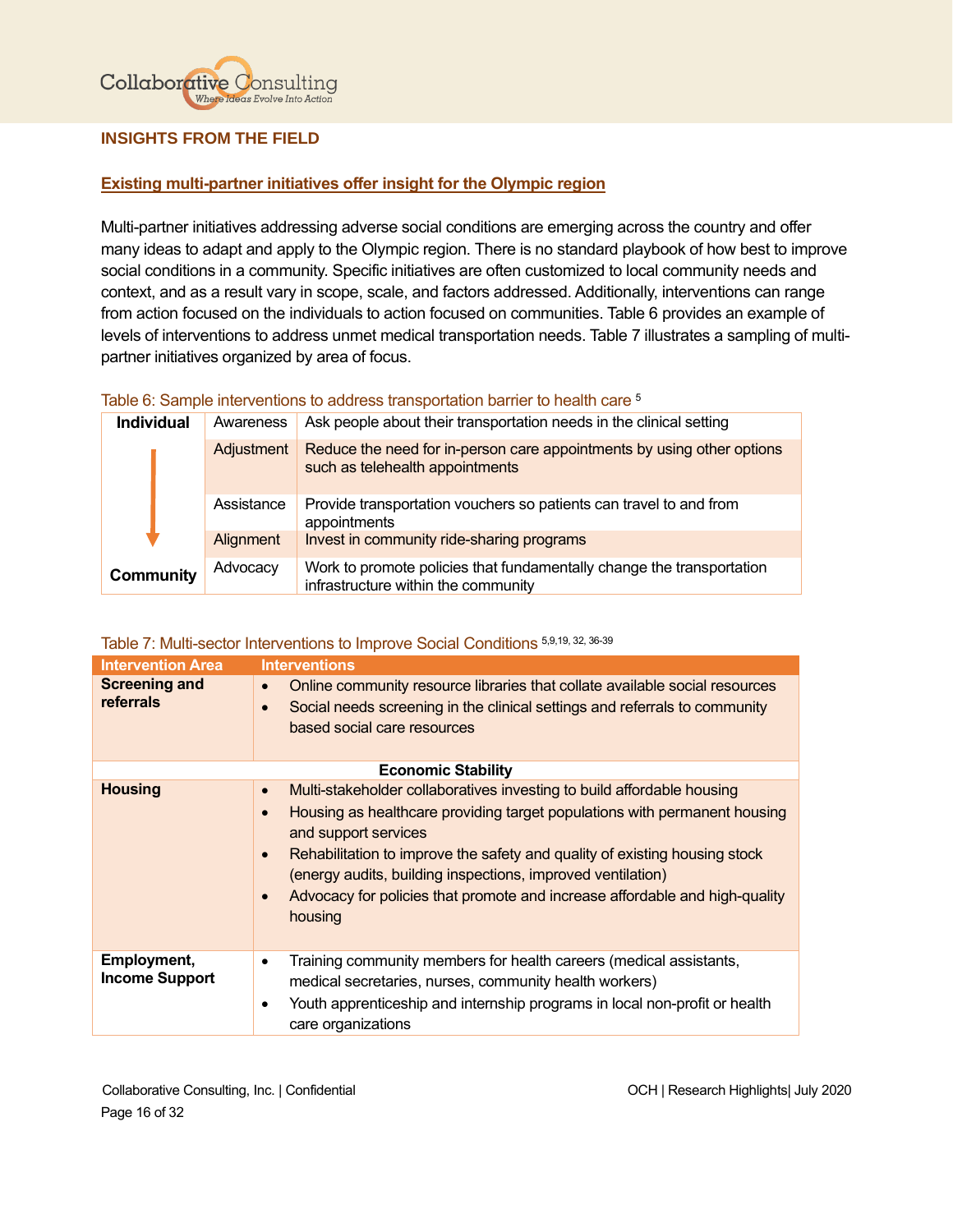## INSIGHTS FROM THE FIELD

### Existing multi-partner initiatives offer insight for the Olympic region

Multi-partner initiatives addressing adverse social conditions are emerging across the country and offer many ideas to adapt and apply to the Olympic region. There is no standard playbook of how best to improve social conditions in a community. Specific initiatives are often customized to local community needs and context, and as a result vary in scope, scale, and factors addressed. Additionally, interventions can range from action focused on the individuals to action focused on communities. Table 6 provides an example of levels of interventions to address unmet medical transportation needs. Table 7 illustrates a sampling of multi-partner initiatives organized by area of focus.

Table 6: Sample interventions to address transportation barrier to health care [5]

| | | |
|---|---|---|
| **Individual** | Awareness | Ask people about their transportation needs in the clinical setting |
| ↓ | Adjustment | Reduce the need for in-person care appointments by using other options such as telehealth appointments |
| | Assistance | Provide transportation vouchers so patients can travel to and from appointments |
| | Alignment | Invest in community ride-sharing programs |
| **Community** | Advocacy | Work to promote policies that fundamentally change the transportation infrastructure within the community |

Table 7: Multi-sector Interventions to Improve Social Conditions [5,9,19, 32, 36-39]

| Intervention Area | Interventions |
|---|---|
| **Screening and referrals** | • Online community resource libraries that collate available social resources<br>• Social needs screening in the clinical settings and referrals to community based social care resources |
| **Economic Stability** | |
| **Housing** | • Multi-stakeholder collaboratives investing to build affordable housing<br>• Housing as healthcare providing target populations with permanent housing and support services<br>• Rehabilitation to improve the safety and quality of existing housing stock (energy audits, building inspections, improved ventilation)<br>• Advocacy for policies that promote and increase affordable and high-quality housing |
| **Employment, Income Support** | • Training community members for health careers (medical assistants, medical secretaries, nurses, community health workers)<br>• Youth apprenticeship and internship programs in local non-profit or health care organizations |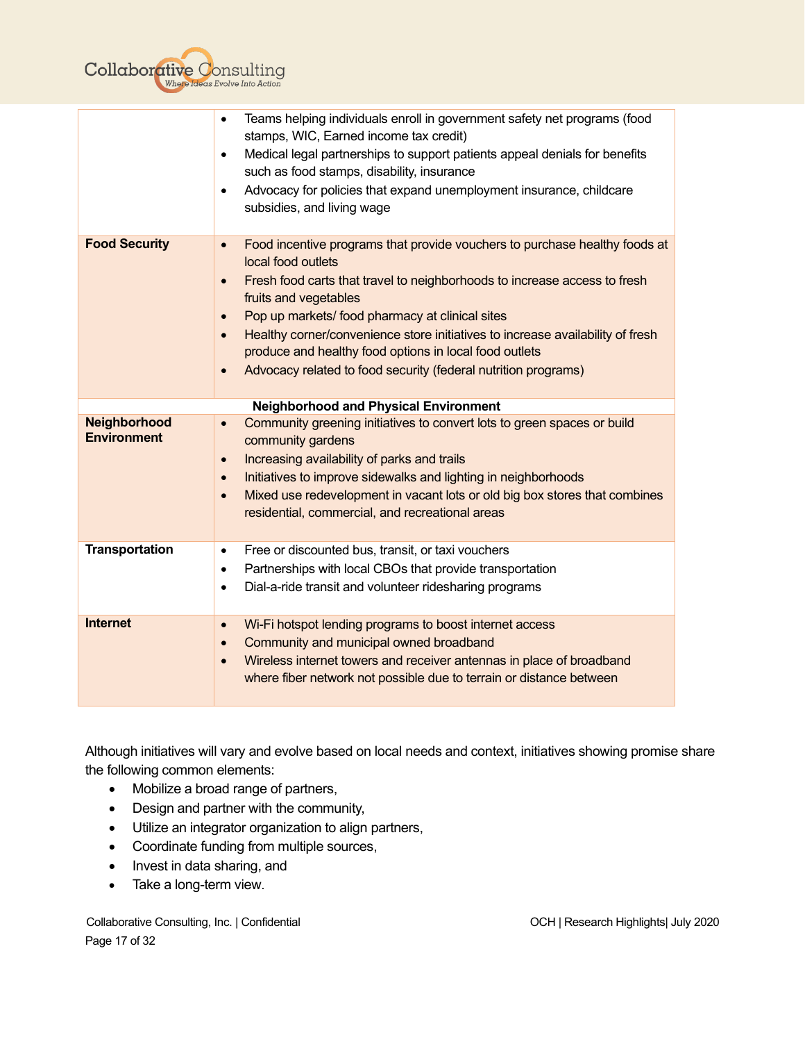| | |
|---|---|
| | • Teams helping individuals enroll in government safety net programs (food stamps, WIC, Earned income tax credit)<br>• Medical legal partnerships to support patients appeal denials for benefits such as food stamps, disability, insurance<br>• Advocacy for policies that expand unemployment insurance, childcare subsidies, and living wage |
| **Food Security** | • Food incentive programs that provide vouchers to purchase healthy foods at local food outlets<br>• Fresh food carts that travel to neighborhoods to increase access to fresh fruits and vegetables<br>• Pop up markets/ food pharmacy at clinical sites<br>• Healthy corner/convenience store initiatives to increase availability of fresh produce and healthy food options in local food outlets<br>• Advocacy related to food security (federal nutrition programs) |
| **Neighborhood and Physical Environment** | |
| **Neighborhood Environment** | • Community greening initiatives to convert lots to green spaces or build community gardens<br>• Increasing availability of parks and trails<br>• Initiatives to improve sidewalks and lighting in neighborhoods<br>• Mixed use redevelopment in vacant lots or old big box stores that combines residential, commercial, and recreational areas |
| **Transportation** | • Free or discounted bus, transit, or taxi vouchers<br>• Partnerships with local CBOs that provide transportation<br>• Dial-a-ride transit and volunteer ridesharing programs |
| **Internet** | • Wi-Fi hotspot lending programs to boost internet access<br>• Community and municipal owned broadband<br>• Wireless internet towers and receiver antennas in place of broadband where fiber network not possible due to terrain or distance between |

Although initiatives will vary and evolve based on local needs and context, initiatives showing promise share the following common elements:

- Mobilize a broad range of partners,
- Design and partner with the community,
- Utilize an integrator organization to align partners,
- Coordinate funding from multiple sources,
- Invest in data sharing, and
- Take a long-term view.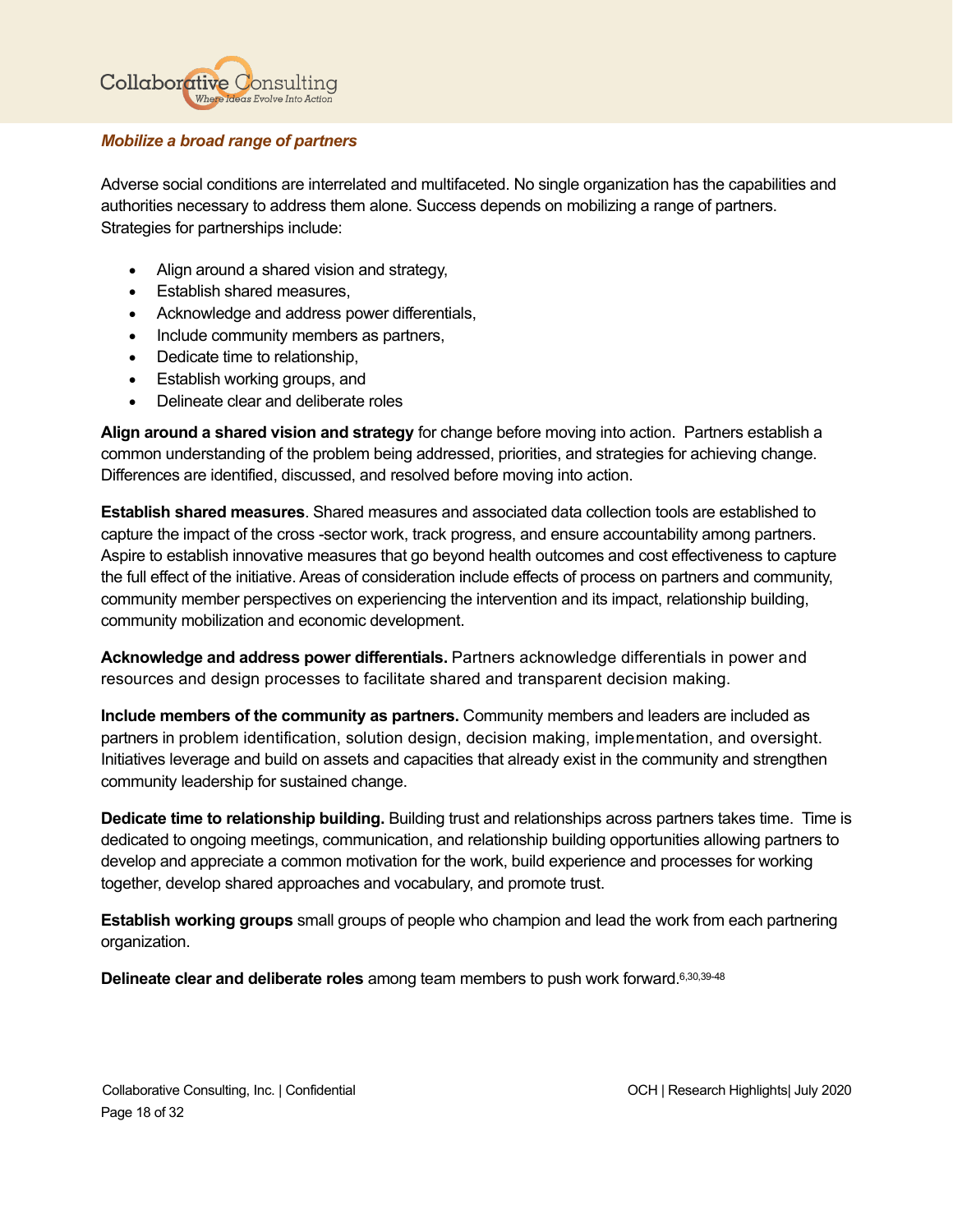### *Mobilize a broad range of partners*

Adverse social conditions are interrelated and multifaceted. No single organization has the capabilities and authorities necessary to address them alone. Success depends on mobilizing a range of partners. Strategies for partnerships include:

- Align around a shared vision and strategy,
- Establish shared measures,
- Acknowledge and address power differentials,
- Include community members as partners,
- Dedicate time to relationship,
- Establish working groups, and
- Delineate clear and deliberate roles

**Align around a shared vision and strategy** for change before moving into action. Partners establish a common understanding of the problem being addressed, priorities, and strategies for achieving change. Differences are identified, discussed, and resolved before moving into action.

**Establish shared measures**. Shared measures and associated data collection tools are established to capture the impact of the cross -sector work, track progress, and ensure accountability among partners. Aspire to establish innovative measures that go beyond health outcomes and cost effectiveness to capture the full effect of the initiative. Areas of consideration include effects of process on partners and community, community member perspectives on experiencing the intervention and its impact, relationship building, community mobilization and economic development.

**Acknowledge and address power differentials.** Partners acknowledge differentials in power and resources and design processes to facilitate shared and transparent decision making.

**Include members of the community as partners.** Community members and leaders are included as partners in problem identification, solution design, decision making, implementation, and oversight. Initiatives leverage and build on assets and capacities that already exist in the community and strengthen community leadership for sustained change.

**Dedicate time to relationship building.** Building trust and relationships across partners takes time. Time is dedicated to ongoing meetings, communication, and relationship building opportunities allowing partners to develop and appreciate a common motivation for the work, build experience and processes for working together, develop shared approaches and vocabulary, and promote trust.

**Establish working groups** small groups of people who champion and lead the work from each partnering organization.

**Delineate clear and deliberate roles** among team members to push work forward.[6,30,39-48]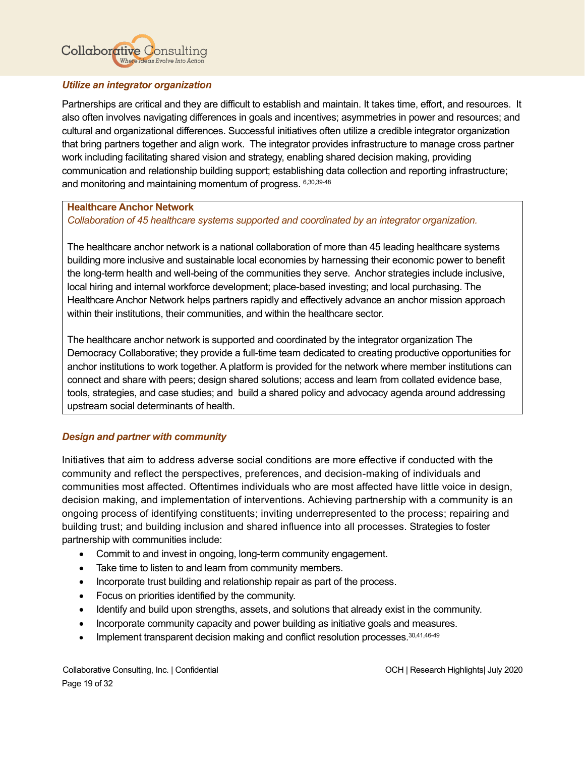### *Utilize an integrator organization*

Partnerships are critical and they are difficult to establish and maintain. It takes time, effort, and resources. It also often involves navigating differences in goals and incentives; asymmetries in power and resources; and cultural and organizational differences. Successful initiatives often utilize a credible integrator organization that bring partners together and align work. The integrator provides infrastructure to manage cross partner work including facilitating shared vision and strategy, enabling shared decision making, providing communication and relationship building support; establishing data collection and reporting infrastructure; and monitoring and maintaining momentum of progress. [6,30,39-48]

> **Healthcare Anchor Network**
>
> *Collaboration of 45 healthcare systems supported and coordinated by an integrator organization.*
>
> The healthcare anchor network is a national collaboration of more than 45 leading healthcare systems building more inclusive and sustainable local economies by harnessing their economic power to benefit the long-term health and well-being of the communities they serve. Anchor strategies include inclusive, local hiring and internal workforce development; place-based investing; and local purchasing. The Healthcare Anchor Network helps partners rapidly and effectively advance an anchor mission approach within their institutions, their communities, and within the healthcare sector.
>
> The healthcare anchor network is supported and coordinated by the integrator organization The Democracy Collaborative; they provide a full-time team dedicated to creating productive opportunities for anchor institutions to work together. A platform is provided for the network where member institutions can connect and share with peers; design shared solutions; access and learn from collated evidence base, tools, strategies, and case studies; and build a shared policy and advocacy agenda around addressing upstream social determinants of health.

### *Design and partner with community*

Initiatives that aim to address adverse social conditions are more effective if conducted with the community and reflect the perspectives, preferences, and decision-making of individuals and communities most affected. Oftentimes individuals who are most affected have little voice in design, decision making, and implementation of interventions. Achieving partnership with a community is an ongoing process of identifying constituents; inviting underrepresented to the process; repairing and building trust; and building inclusion and shared influence into all processes. Strategies to foster partnership with communities include:

- Commit to and invest in ongoing, long-term community engagement.
- Take time to listen to and learn from community members.
- Incorporate trust building and relationship repair as part of the process.
- Focus on priorities identified by the community.
- Identify and build upon strengths, assets, and solutions that already exist in the community.
- Incorporate community capacity and power building as initiative goals and measures.
- Implement transparent decision making and conflict resolution processes.[30,41,46-49]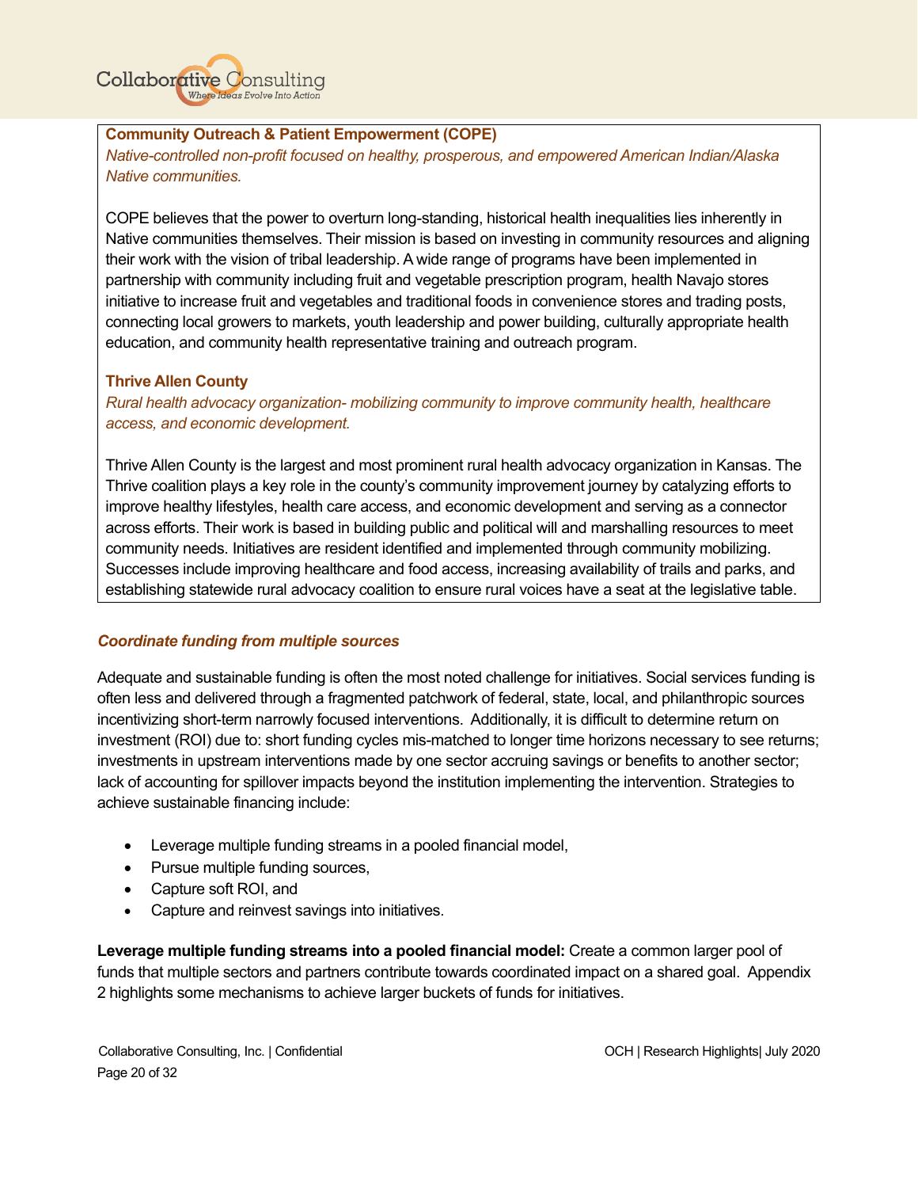**Community Outreach & Patient Empowerment (COPE)**

*Native-controlled non-profit focused on healthy, prosperous, and empowered American Indian/Alaska Native communities.*

COPE believes that the power to overturn long-standing, historical health inequalities lies inherently in Native communities themselves. Their mission is based on investing in community resources and aligning their work with the vision of tribal leadership. A wide range of programs have been implemented in partnership with community including fruit and vegetable prescription program, health Navajo stores initiative to increase fruit and vegetables and traditional foods in convenience stores and trading posts, connecting local growers to markets, youth leadership and power building, culturally appropriate health education, and community health representative training and outreach program.

**Thrive Allen County**

*Rural health advocacy organization- mobilizing community to improve community health, healthcare access, and economic development.*

Thrive Allen County is the largest and most prominent rural health advocacy organization in Kansas. The Thrive coalition plays a key role in the county's community improvement journey by catalyzing efforts to improve healthy lifestyles, health care access, and economic development and serving as a connector across efforts. Their work is based in building public and political will and marshalling resources to meet community needs. Initiatives are resident identified and implemented through community mobilizing. Successes include improving healthcare and food access, increasing availability of trails and parks, and establishing statewide rural advocacy coalition to ensure rural voices have a seat at the legislative table.

***Coordinate funding from multiple sources***

Adequate and sustainable funding is often the most noted challenge for initiatives. Social services funding is often less and delivered through a fragmented patchwork of federal, state, local, and philanthropic sources incentivizing short-term narrowly focused interventions. Additionally, it is difficult to determine return on investment (ROI) due to: short funding cycles mis-matched to longer time horizons necessary to see returns; investments in upstream interventions made by one sector accruing savings or benefits to another sector; lack of accounting for spillover impacts beyond the institution implementing the intervention. Strategies to achieve sustainable financing include:

- Leverage multiple funding streams in a pooled financial model,
- Pursue multiple funding sources,
- Capture soft ROI, and
- Capture and reinvest savings into initiatives.

**Leverage multiple funding streams into a pooled financial model:** Create a common larger pool of funds that multiple sectors and partners contribute towards coordinated impact on a shared goal. Appendix 2 highlights some mechanisms to achieve larger buckets of funds for initiatives.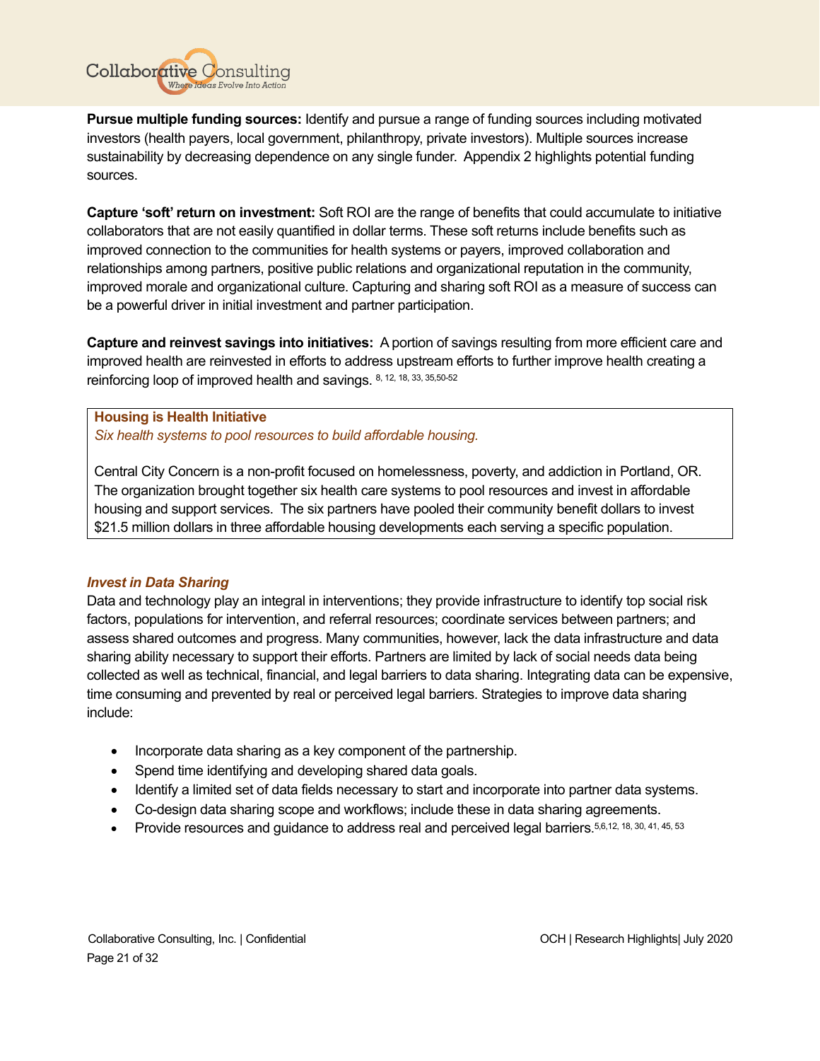**Pursue multiple funding sources:** Identify and pursue a range of funding sources including motivated investors (health payers, local government, philanthropy, private investors). Multiple sources increase sustainability by decreasing dependence on any single funder. Appendix 2 highlights potential funding sources.

**Capture 'soft' return on investment:** Soft ROI are the range of benefits that could accumulate to initiative collaborators that are not easily quantified in dollar terms. These soft returns include benefits such as improved connection to the communities for health systems or payers, improved collaboration and relationships among partners, positive public relations and organizational reputation in the community, improved morale and organizational culture. Capturing and sharing soft ROI as a measure of success can be a powerful driver in initial investment and partner participation.

**Capture and reinvest savings into initiatives:** A portion of savings resulting from more efficient care and improved health are reinvested in efforts to address upstream efforts to further improve health creating a reinforcing loop of improved health and savings. [8, 12, 18, 33, 35,50-52]

> **Housing is Health Initiative**
> *Six health systems to pool resources to build affordable housing.*
>
> Central City Concern is a non-profit focused on homelessness, poverty, and addiction in Portland, OR. The organization brought together six health care systems to pool resources and invest in affordable housing and support services. The six partners have pooled their community benefit dollars to invest $21.5 million dollars in three affordable housing developments each serving a specific population.

### *Invest in Data Sharing*

Data and technology play an integral in interventions; they provide infrastructure to identify top social risk factors, populations for intervention, and referral resources; coordinate services between partners; and assess shared outcomes and progress. Many communities, however, lack the data infrastructure and data sharing ability necessary to support their efforts. Partners are limited by lack of social needs data being collected as well as technical, financial, and legal barriers to data sharing. Integrating data can be expensive, time consuming and prevented by real or perceived legal barriers. Strategies to improve data sharing include:

- Incorporate data sharing as a key component of the partnership.
- Spend time identifying and developing shared data goals.
- Identify a limited set of data fields necessary to start and incorporate into partner data systems.
- Co-design data sharing scope and workflows; include these in data sharing agreements.
- Provide resources and guidance to address real and perceived legal barriers.[5,6,12, 18, 30, 41, 45, 53]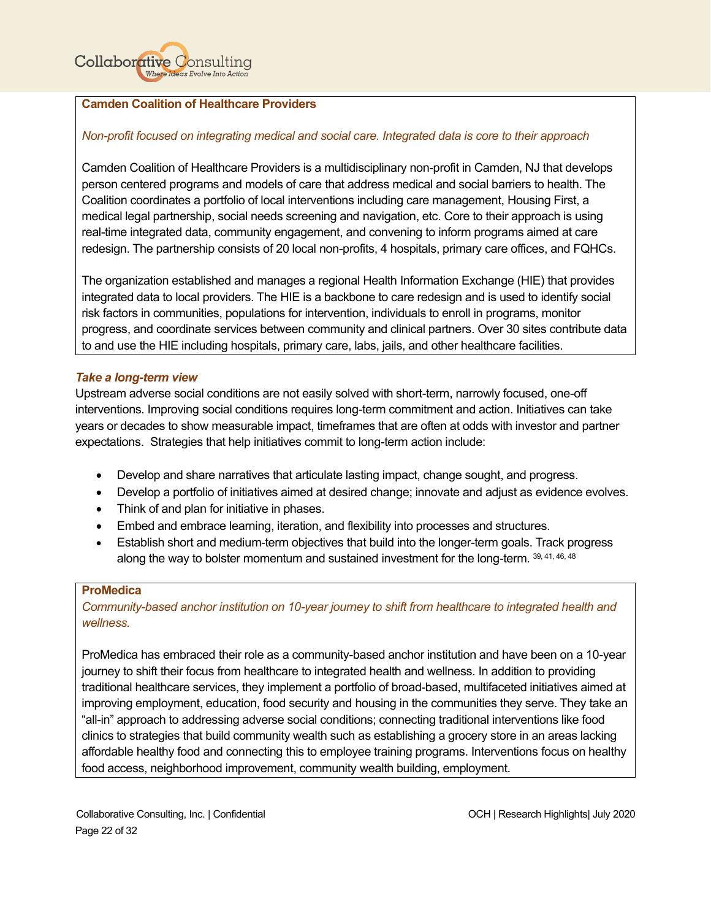**Camden Coalition of Healthcare Providers**

*Non-profit focused on integrating medical and social care. Integrated data is core to their approach*

Camden Coalition of Healthcare Providers is a multidisciplinary non-profit in Camden, NJ that develops person centered programs and models of care that address medical and social barriers to health. The Coalition coordinates a portfolio of local interventions including care management, Housing First, a medical legal partnership, social needs screening and navigation, etc. Core to their approach is using real-time integrated data, community engagement, and convening to inform programs aimed at care redesign. The partnership consists of 20 local non-profits, 4 hospitals, primary care offices, and FQHCs.

The organization established and manages a regional Health Information Exchange (HIE) that provides integrated data to local providers. The HIE is a backbone to care redesign and is used to identify social risk factors in communities, populations for intervention, individuals to enroll in programs, monitor progress, and coordinate services between community and clinical partners. Over 30 sites contribute data to and use the HIE including hospitals, primary care, labs, jails, and other healthcare facilities.

***Take a long-term view***

Upstream adverse social conditions are not easily solved with short-term, narrowly focused, one-off interventions. Improving social conditions requires long-term commitment and action. Initiatives can take years or decades to show measurable impact, timeframes that are often at odds with investor and partner expectations. Strategies that help initiatives commit to long-term action include:

- Develop and share narratives that articulate lasting impact, change sought, and progress.
- Develop a portfolio of initiatives aimed at desired change; innovate and adjust as evidence evolves.
- Think of and plan for initiative in phases.
- Embed and embrace learning, iteration, and flexibility into processes and structures.
- Establish short and medium-term objectives that build into the longer-term goals. Track progress along the way to bolster momentum and sustained investment for the long-term. [39, 41, 46, 48]

**ProMedica**

*Community-based anchor institution on 10-year journey to shift from healthcare to integrated health and wellness.*

ProMedica has embraced their role as a community-based anchor institution and have been on a 10-year journey to shift their focus from healthcare to integrated health and wellness. In addition to providing traditional healthcare services, they implement a portfolio of broad-based, multifaceted initiatives aimed at improving employment, education, food security and housing in the communities they serve. They take an "all-in" approach to addressing adverse social conditions; connecting traditional interventions like food clinics to strategies that build community wealth such as establishing a grocery store in an areas lacking affordable healthy food and connecting this to employee training programs. Interventions focus on healthy food access, neighborhood improvement, community wealth building, employment.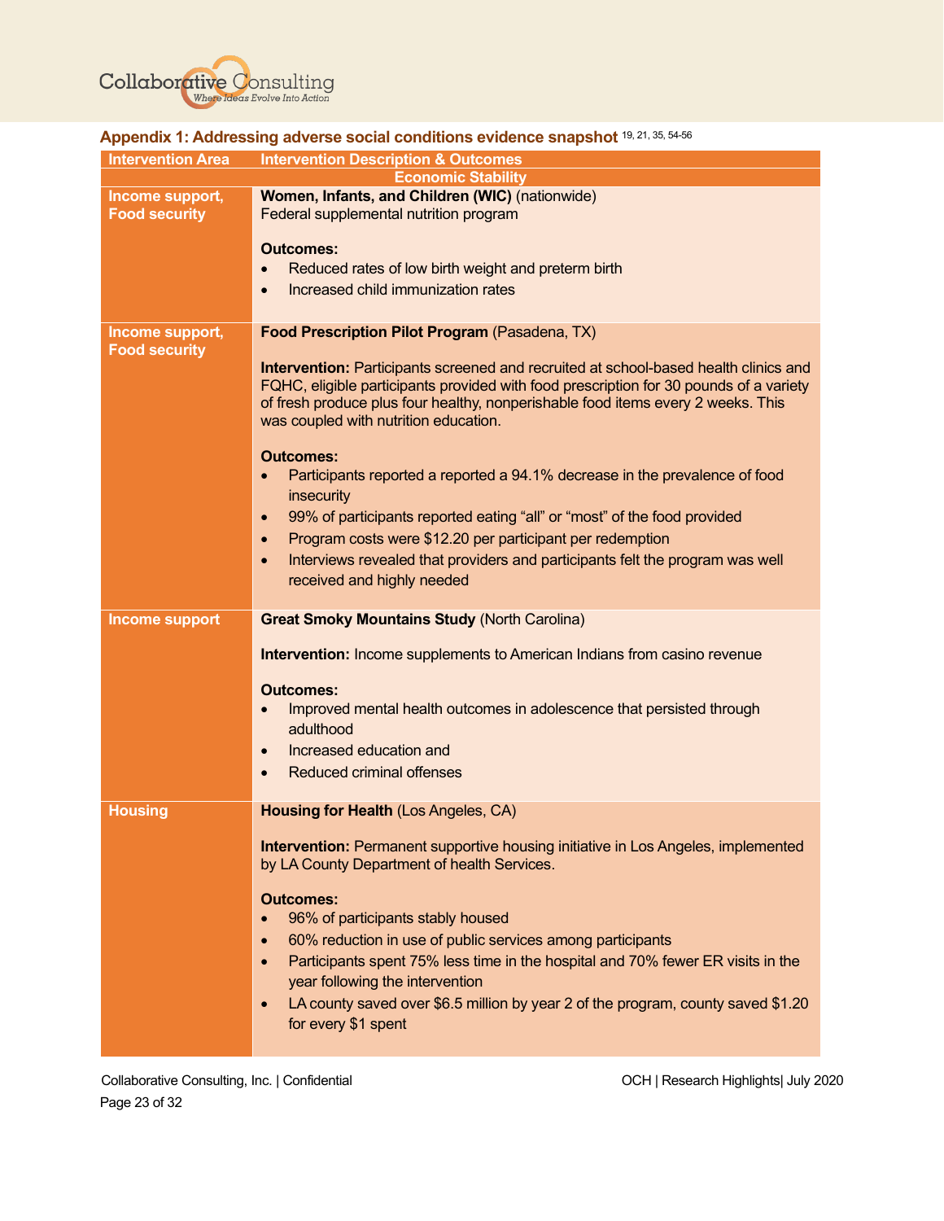## Appendix 1: Addressing adverse social conditions evidence snapshot [19, 21, 35, 54-56]

| Intervention Area | Intervention Description & Outcomes |
| --- | --- |
| **Economic Stability** | |
| Income support, Food security | **Women, Infants, and Children (WIC)** (nationwide)<br>Federal supplemental nutrition program<br><br>**Outcomes:**<br>• Reduced rates of low birth weight and preterm birth<br>• Increased child immunization rates |
| Income support, Food security | **Food Prescription Pilot Program** (Pasadena, TX)<br><br>**Intervention:** Participants screened and recruited at school-based health clinics and FQHC, eligible participants provided with food prescription for 30 pounds of a variety of fresh produce plus four healthy, nonperishable food items every 2 weeks. This was coupled with nutrition education.<br><br>**Outcomes:**<br>• Participants reported a reported a 94.1% decrease in the prevalence of food insecurity<br>• 99% of participants reported eating "all" or "most" of the food provided<br>• Program costs were $12.20 per participant per redemption<br>• Interviews revealed that providers and participants felt the program was well received and highly needed |
| Income support | **Great Smoky Mountains Study** (North Carolina)<br><br>**Intervention:** Income supplements to American Indians from casino revenue<br><br>**Outcomes:**<br>• Improved mental health outcomes in adolescence that persisted through adulthood<br>• Increased education and<br>• Reduced criminal offenses |
| Housing | **Housing for Health** (Los Angeles, CA)<br><br>**Intervention:** Permanent supportive housing initiative in Los Angeles, implemented by LA County Department of health Services.<br><br>**Outcomes:**<br>• 96% of participants stably housed<br>• 60% reduction in use of public services among participants<br>• Participants spent 75% less time in the hospital and 70% fewer ER visits in the year following the intervention<br>• LA county saved over $6.5 million by year 2 of the program, county saved $1.20 for every $1 spent |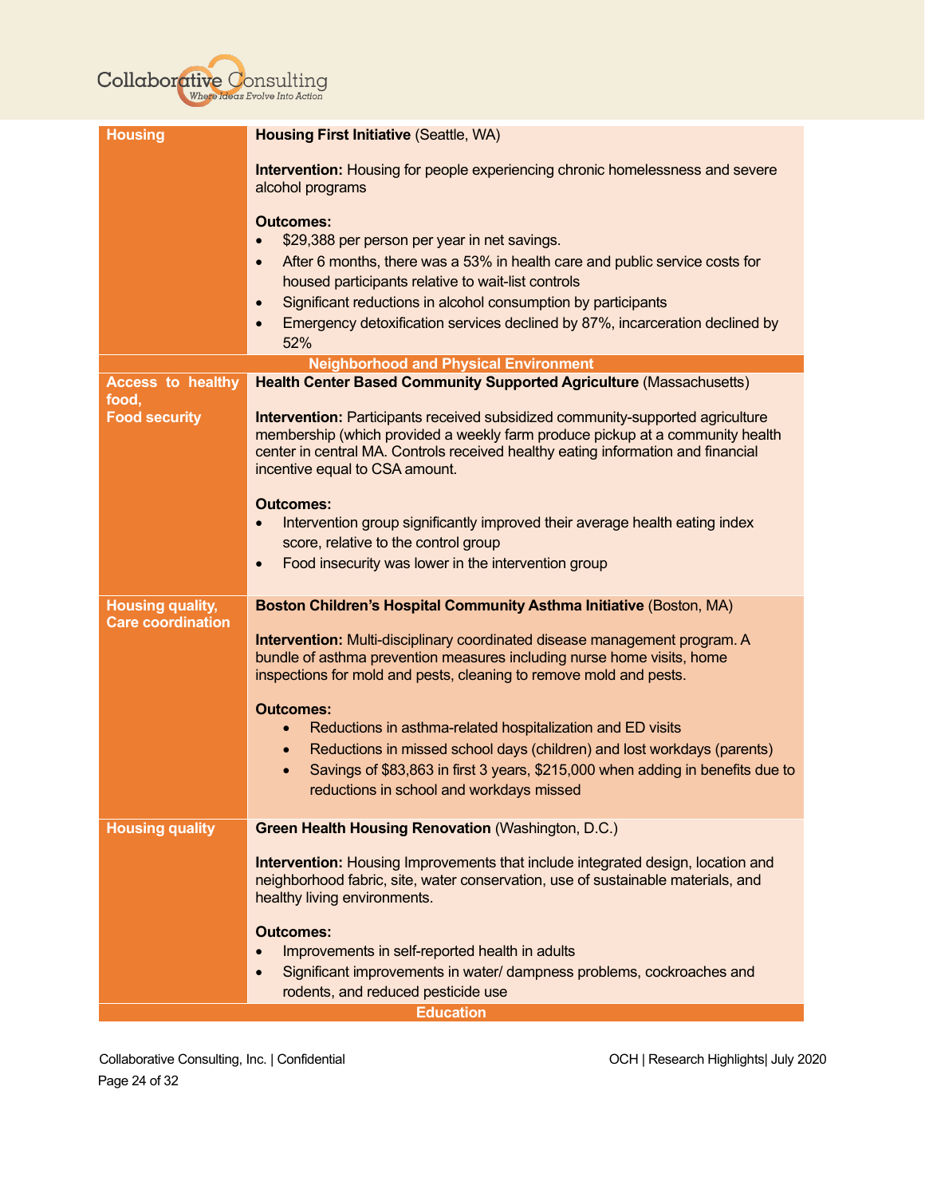| | |
|---|---|
| **Housing** | **Housing First Initiative** (Seattle, WA)<br><br>**Intervention:** Housing for people experiencing chronic homelessness and severe alcohol programs<br><br>**Outcomes:**<br>• $29,388 per person per year in net savings.<br>• After 6 months, there was a 53% in health care and public service costs for housed participants relative to wait-list controls<br>• Significant reductions in alcohol consumption by participants<br>• Emergency detoxification services declined by 87%, incarceration declined by 52% |
| **Neighborhood and Physical Environment** | |
| **Access to healthy food, Food security** | **Health Center Based Community Supported Agriculture** (Massachusetts)<br><br>**Intervention:** Participants received subsidized community-supported agriculture membership (which provided a weekly farm produce pickup at a community health center in central MA. Controls received healthy eating information and financial incentive equal to CSA amount.<br><br>**Outcomes:**<br>• Intervention group significantly improved their average health eating index score, relative to the control group<br>• Food insecurity was lower in the intervention group |
| **Housing quality, Care coordination** | **Boston Children's Hospital Community Asthma Initiative** (Boston, MA)<br><br>**Intervention:** Multi-disciplinary coordinated disease management program. A bundle of asthma prevention measures including nurse home visits, home inspections for mold and pests, cleaning to remove mold and pests.<br><br>**Outcomes:**<br>• Reductions in asthma-related hospitalization and ED visits<br>• Reductions in missed school days (children) and lost workdays (parents)<br>• Savings of $83,863 in first 3 years, $215,000 when adding in benefits due to reductions in school and workdays missed |
| **Housing quality** | **Green Health Housing Renovation** (Washington, D.C.)<br><br>**Intervention:** Housing Improvements that include integrated design, location and neighborhood fabric, site, water conservation, use of sustainable materials, and healthy living environments.<br><br>**Outcomes:**<br>• Improvements in self-reported health in adults<br>• Significant improvements in water/ dampness problems, cockroaches and rodents, and reduced pesticide use |
| **Education** | |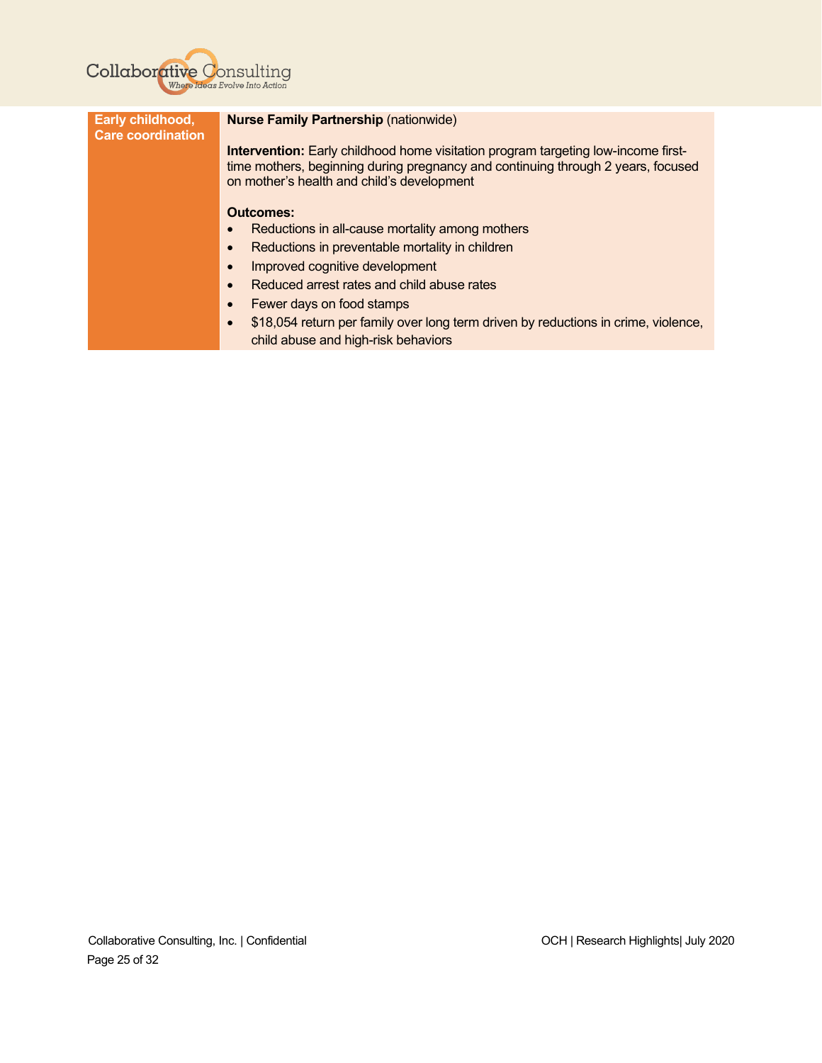| Early childhood, Care coordination | **Nurse Family Partnership** (nationwide)<br><br>**Intervention:** Early childhood home visitation program targeting low-income first-time mothers, beginning during pregnancy and continuing through 2 years, focused on mother's health and child's development<br><br>**Outcomes:**<br>• Reductions in all-cause mortality among mothers<br>• Reductions in preventable mortality in children<br>• Improved cognitive development<br>• Reduced arrest rates and child abuse rates<br>• Fewer days on food stamps<br>• $18,054 return per family over long term driven by reductions in crime, violence, child abuse and high-risk behaviors |
|---|---|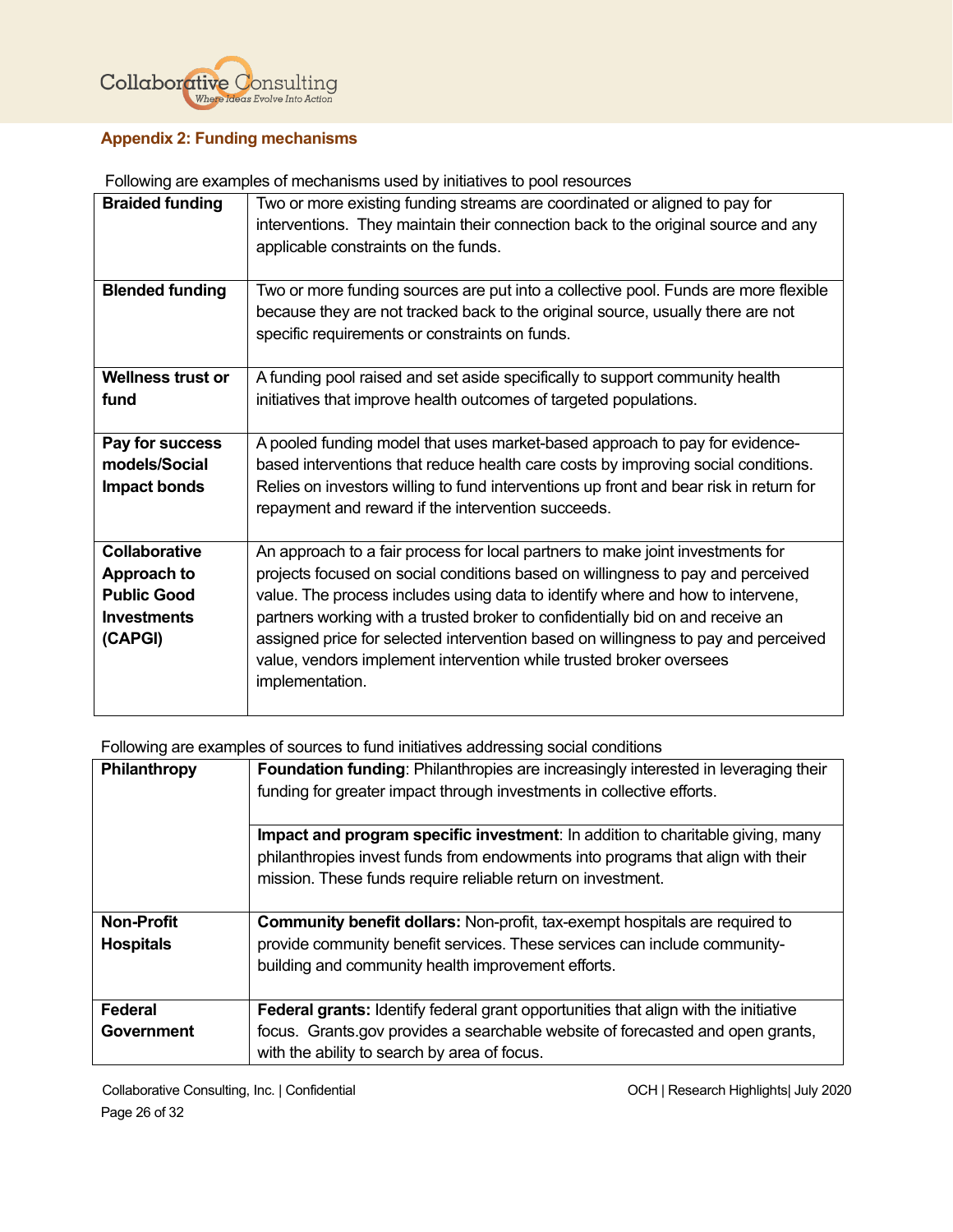## Appendix 2: Funding mechanisms

Following are examples of mechanisms used by initiatives to pool resources

| | |
|---|---|
| **Braided funding** | Two or more existing funding streams are coordinated or aligned to pay for interventions. They maintain their connection back to the original source and any applicable constraints on the funds. |
| **Blended funding** | Two or more funding sources are put into a collective pool. Funds are more flexible because they are not tracked back to the original source, usually there are not specific requirements or constraints on funds. |
| **Wellness trust or fund** | A funding pool raised and set aside specifically to support community health initiatives that improve health outcomes of targeted populations. |
| **Pay for success models/Social Impact bonds** | A pooled funding model that uses market-based approach to pay for evidence-based interventions that reduce health care costs by improving social conditions. Relies on investors willing to fund interventions up front and bear risk in return for repayment and reward if the intervention succeeds. |
| **Collaborative Approach to Public Good Investments (CAPGI)** | An approach to a fair process for local partners to make joint investments for projects focused on social conditions based on willingness to pay and perceived value. The process includes using data to identify where and how to intervene, partners working with a trusted broker to confidentially bid on and receive an assigned price for selected intervention based on willingness to pay and perceived value, vendors implement intervention while trusted broker oversees implementation. |

Following are examples of sources to fund initiatives addressing social conditions

| | |
|---|---|
| **Philanthropy** | **Foundation funding**: Philanthropies are increasingly interested in leveraging their funding for greater impact through investments in collective efforts. |
| | **Impact and program specific investment**: In addition to charitable giving, many philanthropies invest funds from endowments into programs that align with their mission. These funds require reliable return on investment. |
| **Non-Profit Hospitals** | **Community benefit dollars:** Non-profit, tax-exempt hospitals are required to provide community benefit services. These services can include community-building and community health improvement efforts. |
| **Federal Government** | **Federal grants:** Identify federal grant opportunities that align with the initiative focus. Grants.gov provides a searchable website of forecasted and open grants, with the ability to search by area of focus. |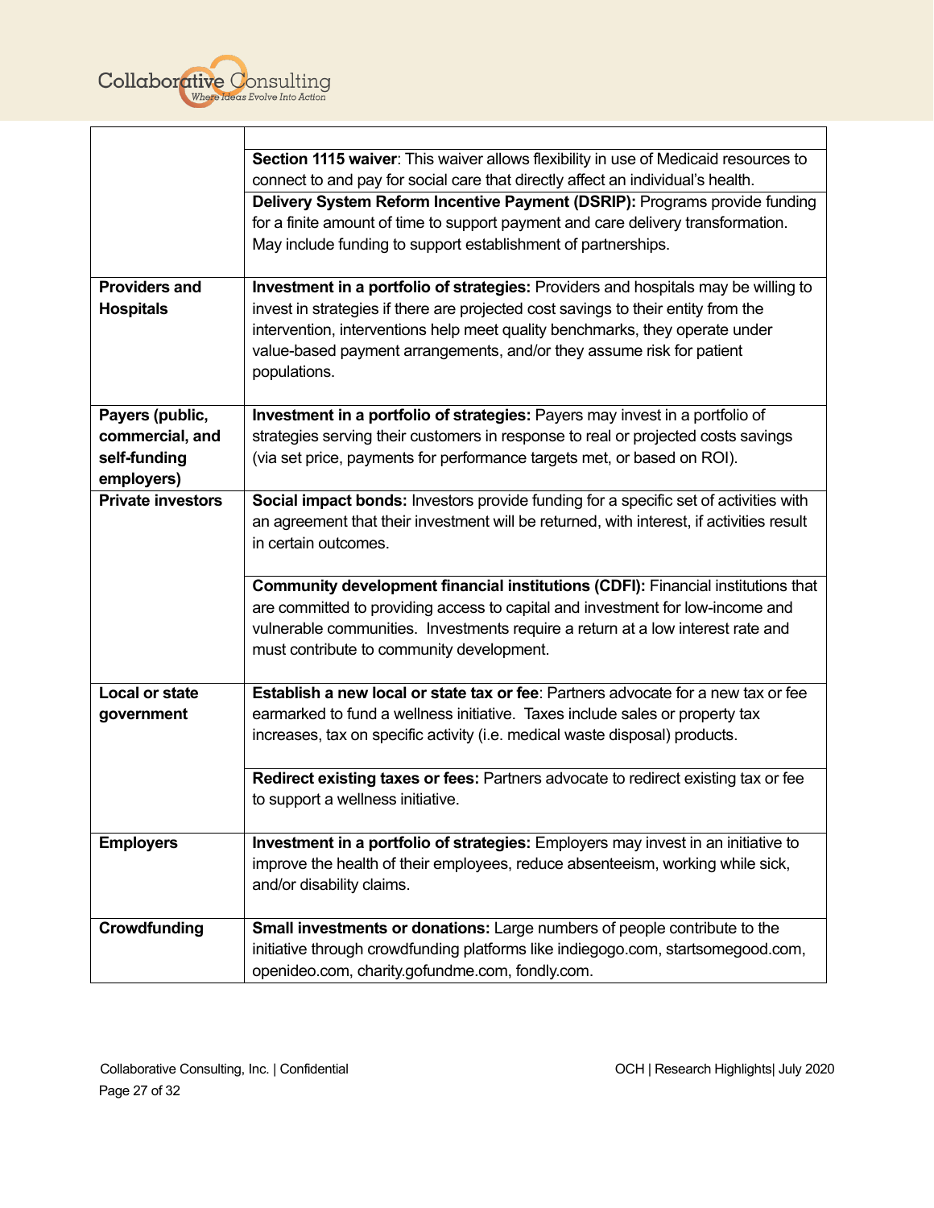| | |
|---|---|
| | **Section 1115 waiver**: This waiver allows flexibility in use of Medicaid resources to connect to and pay for social care that directly affect an individual's health. |
| | **Delivery System Reform Incentive Payment (DSRIP):** Programs provide funding for a finite amount of time to support payment and care delivery transformation. May include funding to support establishment of partnerships. |
| **Providers and Hospitals** | **Investment in a portfolio of strategies:** Providers and hospitals may be willing to invest in strategies if there are projected cost savings to their entity from the intervention, interventions help meet quality benchmarks, they operate under value-based payment arrangements, and/or they assume risk for patient populations. |
| **Payers (public, commercial, and self-funding employers)** | **Investment in a portfolio of strategies:** Payers may invest in a portfolio of strategies serving their customers in response to real or projected costs savings (via set price, payments for performance targets met, or based on ROI). |
| **Private investors** | **Social impact bonds:** Investors provide funding for a specific set of activities with an agreement that their investment will be returned, with interest, if activities result in certain outcomes. |
| | **Community development financial institutions (CDFI):** Financial institutions that are committed to providing access to capital and investment for low-income and vulnerable communities. Investments require a return at a low interest rate and must contribute to community development. |
| **Local or state government** | **Establish a new local or state tax or fee**: Partners advocate for a new tax or fee earmarked to fund a wellness initiative. Taxes include sales or property tax increases, tax on specific activity (i.e. medical waste disposal) products. |
| | **Redirect existing taxes or fees:** Partners advocate to redirect existing tax or fee to support a wellness initiative. |
| **Employers** | **Investment in a portfolio of strategies:** Employers may invest in an initiative to improve the health of their employees, reduce absenteeism, working while sick, and/or disability claims. |
| **Crowdfunding** | **Small investments or donations:** Large numbers of people contribute to the initiative through crowdfunding platforms like indiegogo.com, startsomegood.com, openideo.com, charity.gofundme.com, fondly.com. |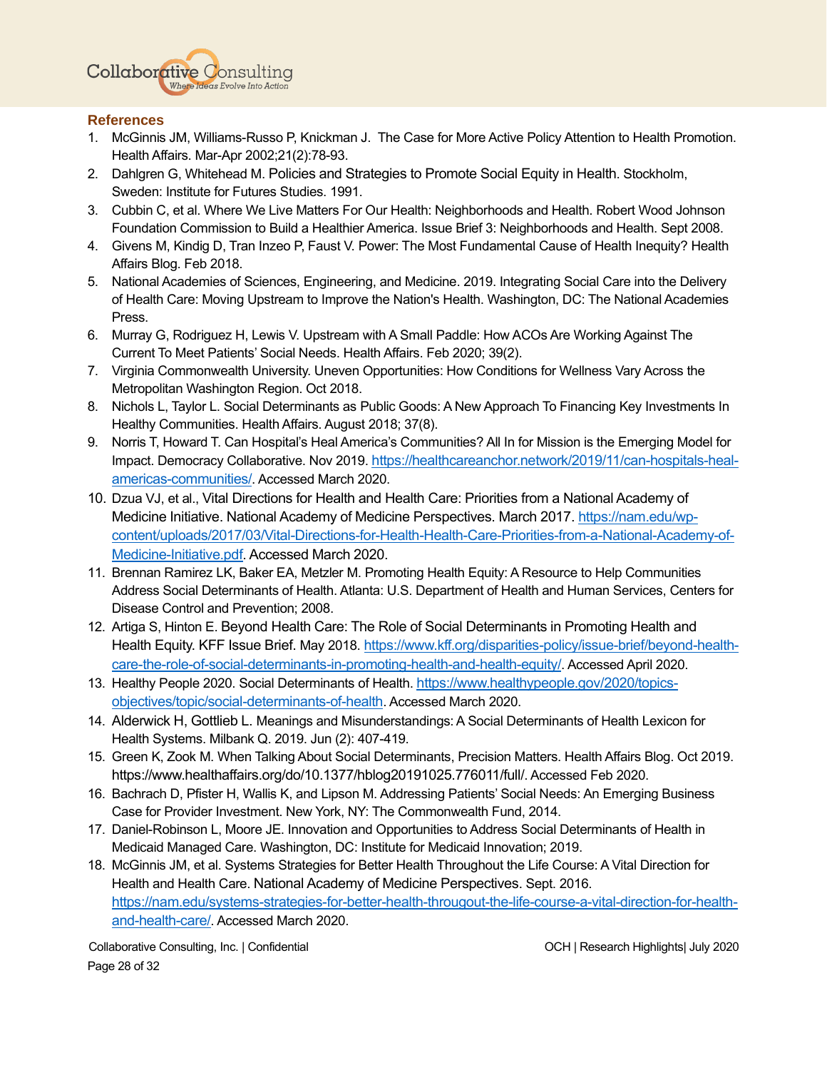## References

1. McGinnis JM, Williams-Russo P, Knickman J. The Case for More Active Policy Attention to Health Promotion. Health Affairs. Mar-Apr 2002;21(2):78-93.
2. Dahlgren G, Whitehead M. Policies and Strategies to Promote Social Equity in Health. Stockholm, Sweden: Institute for Futures Studies. 1991.
3. Cubbin C, et al. Where We Live Matters For Our Health: Neighborhoods and Health. Robert Wood Johnson Foundation Commission to Build a Healthier America. Issue Brief 3: Neighborhoods and Health. Sept 2008.
4. Givens M, Kindig D, Tran Inzeo P, Faust V. Power: The Most Fundamental Cause of Health Inequity? Health Affairs Blog. Feb 2018.
5. National Academies of Sciences, Engineering, and Medicine. 2019. Integrating Social Care into the Delivery of Health Care: Moving Upstream to Improve the Nation's Health. Washington, DC: The National Academies Press.
6. Murray G, Rodriguez H, Lewis V. Upstream with A Small Paddle: How ACOs Are Working Against The Current To Meet Patients' Social Needs. Health Affairs. Feb 2020; 39(2).
7. Virginia Commonwealth University. Uneven Opportunities: How Conditions for Wellness Vary Across the Metropolitan Washington Region. Oct 2018.
8. Nichols L, Taylor L. Social Determinants as Public Goods: A New Approach To Financing Key Investments In Healthy Communities. Health Affairs. August 2018; 37(8).
9. Norris T, Howard T. Can Hospital's Heal America's Communities? All In for Mission is the Emerging Model for Impact. Democracy Collaborative. Nov 2019. https://healthcareanchor.network/2019/11/can-hospitals-heal-americas-communities/. Accessed March 2020.
10. Dzua VJ, et al., Vital Directions for Health and Health Care: Priorities from a National Academy of Medicine Initiative. National Academy of Medicine Perspectives. March 2017. https://nam.edu/wp-content/uploads/2017/03/Vital-Directions-for-Health-Health-Care-Priorities-from-a-National-Academy-of-Medicine-Initiative.pdf. Accessed March 2020.
11. Brennan Ramirez LK, Baker EA, Metzler M. Promoting Health Equity: A Resource to Help Communities Address Social Determinants of Health. Atlanta: U.S. Department of Health and Human Services, Centers for Disease Control and Prevention; 2008.
12. Artiga S, Hinton E. Beyond Health Care: The Role of Social Determinants in Promoting Health and Health Equity. KFF Issue Brief. May 2018. https://www.kff.org/disparities-policy/issue-brief/beyond-health-care-the-role-of-social-determinants-in-promoting-health-and-health-equity/. Accessed April 2020.
13. Healthy People 2020. Social Determinants of Health. https://www.healthypeople.gov/2020/topics-objectives/topic/social-determinants-of-health. Accessed March 2020.
14. Alderwick H, Gottlieb L. Meanings and Misunderstandings: A Social Determinants of Health Lexicon for Health Systems. Milbank Q. 2019. Jun (2): 407-419.
15. Green K, Zook M. When Talking About Social Determinants, Precision Matters. Health Affairs Blog. Oct 2019. https://www.healthaffairs.org/do/10.1377/hblog20191025.776011/full/. Accessed Feb 2020.
16. Bachrach D, Pfister H, Wallis K, and Lipson M. Addressing Patients' Social Needs: An Emerging Business Case for Provider Investment. New York, NY: The Commonwealth Fund, 2014.
17. Daniel-Robinson L, Moore JE. Innovation and Opportunities to Address Social Determinants of Health in Medicaid Managed Care. Washington, DC: Institute for Medicaid Innovation; 2019.
18. McGinnis JM, et al. Systems Strategies for Better Health Throughout the Life Course: A Vital Direction for Health and Health Care. National Academy of Medicine Perspectives. Sept. 2016. https://nam.edu/systems-strategies-for-better-health-througout-the-life-course-a-vital-direction-for-health-and-health-care/. Accessed March 2020.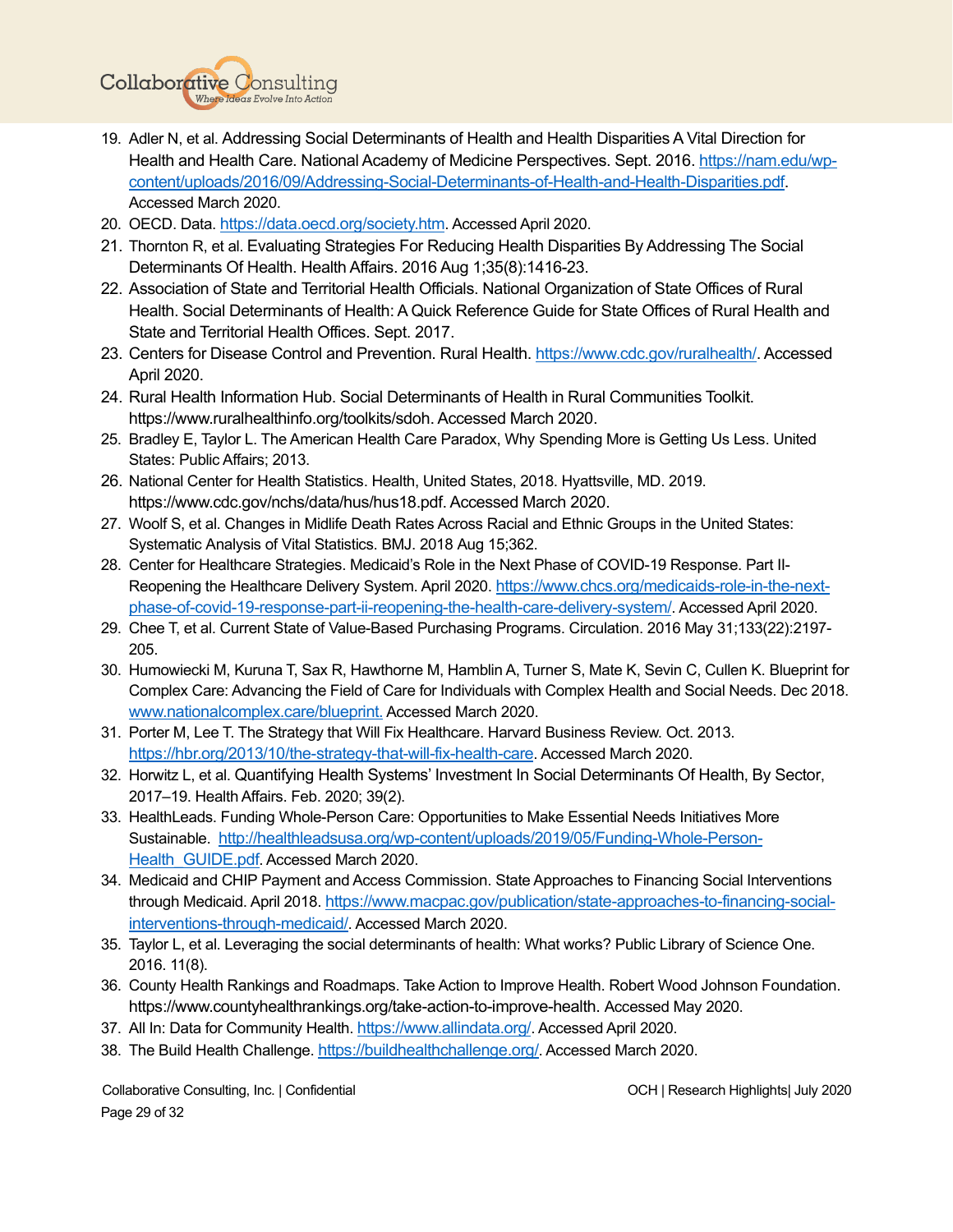19. Adler N, et al. Addressing Social Determinants of Health and Health Disparities A Vital Direction for Health and Health Care. National Academy of Medicine Perspectives. Sept. 2016. https://nam.edu/wp-content/uploads/2016/09/Addressing-Social-Determinants-of-Health-and-Health-Disparities.pdf. Accessed March 2020.
20. OECD. Data. https://data.oecd.org/society.htm. Accessed April 2020.
21. Thornton R, et al. Evaluating Strategies For Reducing Health Disparities By Addressing The Social Determinants Of Health. Health Affairs. 2016 Aug 1;35(8):1416-23.
22. Association of State and Territorial Health Officials. National Organization of State Offices of Rural Health. Social Determinants of Health: A Quick Reference Guide for State Offices of Rural Health and State and Territorial Health Offices. Sept. 2017.
23. Centers for Disease Control and Prevention. Rural Health. https://www.cdc.gov/ruralhealth/. Accessed April 2020.
24. Rural Health Information Hub. Social Determinants of Health in Rural Communities Toolkit. https://www.ruralhealthinfo.org/toolkits/sdoh. Accessed March 2020.
25. Bradley E, Taylor L. The American Health Care Paradox, Why Spending More is Getting Us Less. United States: Public Affairs; 2013.
26. National Center for Health Statistics. Health, United States, 2018. Hyattsville, MD. 2019. https://www.cdc.gov/nchs/data/hus/hus18.pdf. Accessed March 2020.
27. Woolf S, et al. Changes in Midlife Death Rates Across Racial and Ethnic Groups in the United States: Systematic Analysis of Vital Statistics. BMJ. 2018 Aug 15;362.
28. Center for Healthcare Strategies. Medicaid's Role in the Next Phase of COVID-19 Response. Part II-Reopening the Healthcare Delivery System. April 2020. https://www.chcs.org/medicaids-role-in-the-next-phase-of-covid-19-response-part-ii-reopening-the-health-care-delivery-system/. Accessed April 2020.
29. Chee T, et al. Current State of Value-Based Purchasing Programs. Circulation. 2016 May 31;133(22):2197-205.
30. Humowiecki M, Kuruna T, Sax R, Hawthorne M, Hamblin A, Turner S, Mate K, Sevin C, Cullen K. Blueprint for Complex Care: Advancing the Field of Care for Individuals with Complex Health and Social Needs. Dec 2018. www.nationalcomplex.care/blueprint. Accessed March 2020.
31. Porter M, Lee T. The Strategy that Will Fix Healthcare. Harvard Business Review. Oct. 2013. https://hbr.org/2013/10/the-strategy-that-will-fix-health-care. Accessed March 2020.
32. Horwitz L, et al. Quantifying Health Systems' Investment In Social Determinants Of Health, By Sector, 2017–19. Health Affairs. Feb. 2020; 39(2).
33. HealthLeads. Funding Whole-Person Care: Opportunities to Make Essential Needs Initiatives More Sustainable. http://healthleadsusa.org/wp-content/uploads/2019/05/Funding-Whole-Person-Health_GUIDE.pdf. Accessed March 2020.
34. Medicaid and CHIP Payment and Access Commission. State Approaches to Financing Social Interventions through Medicaid. April 2018. https://www.macpac.gov/publication/state-approaches-to-financing-social-interventions-through-medicaid/. Accessed March 2020.
35. Taylor L, et al. Leveraging the social determinants of health: What works? Public Library of Science One. 2016. 11(8).
36. County Health Rankings and Roadmaps. Take Action to Improve Health. Robert Wood Johnson Foundation. https://www.countyhealthrankings.org/take-action-to-improve-health. Accessed May 2020.
37. All In: Data for Community Health. https://www.allindata.org/. Accessed April 2020.
38. The Build Health Challenge. https://buildhealthchallenge.org/. Accessed March 2020.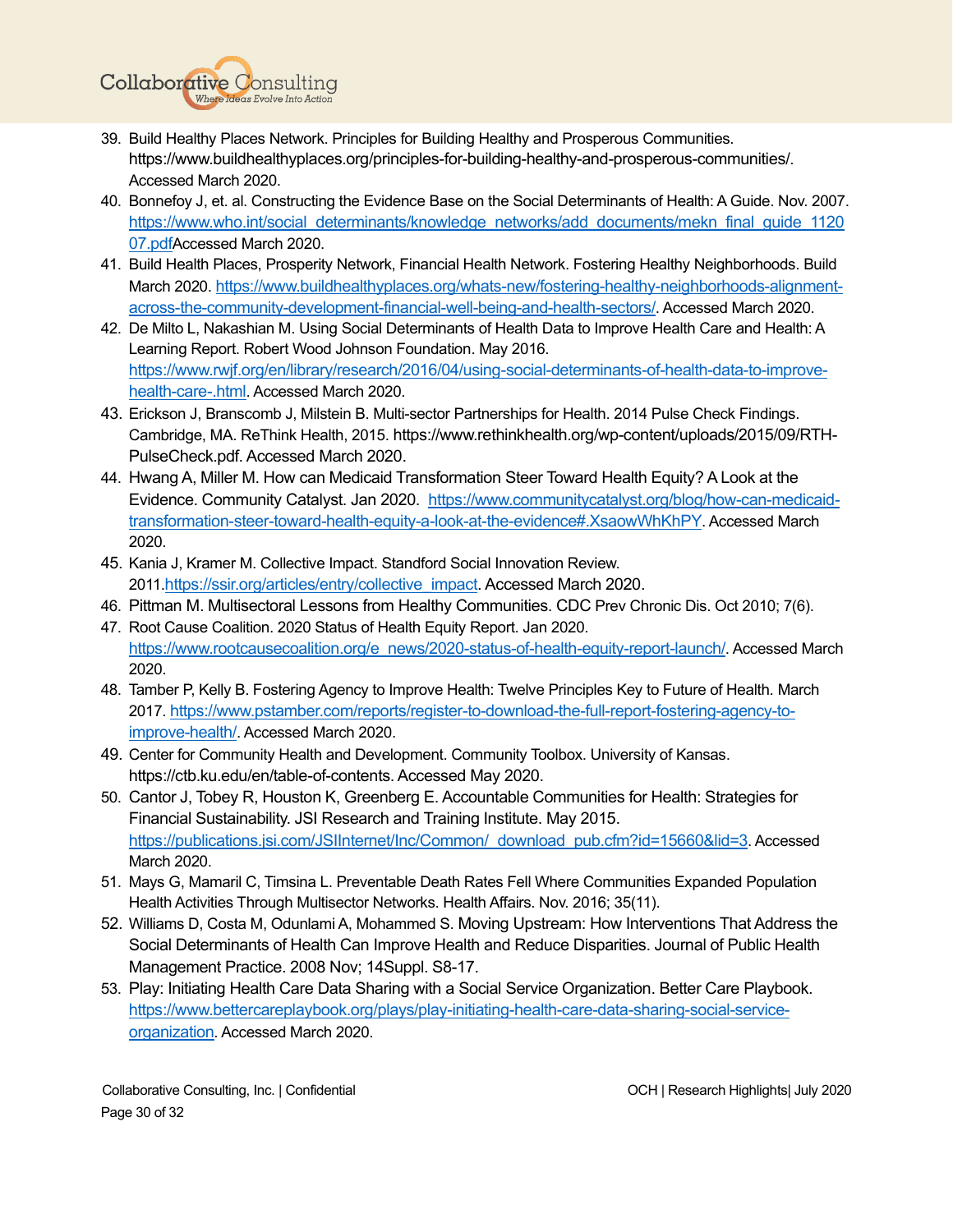39. Build Healthy Places Network. Principles for Building Healthy and Prosperous Communities. https://www.buildhealthyplaces.org/principles-for-building-healthy-and-prosperous-communities/. Accessed March 2020.
40. Bonnefoy J, et. al. Constructing the Evidence Base on the Social Determinants of Health: A Guide. Nov. 2007. https://www.who.int/social_determinants/knowledge_networks/add_documents/mekn_final_guide_112007.pdfAccessed March 2020.
41. Build Health Places, Prosperity Network, Financial Health Network. Fostering Healthy Neighborhoods. Build March 2020. https://www.buildhealthyplaces.org/whats-new/fostering-healthy-neighborhoods-alignment-across-the-community-development-financial-well-being-and-health-sectors/. Accessed March 2020.
42. De Milto L, Nakashian M. Using Social Determinants of Health Data to Improve Health Care and Health: A Learning Report. Robert Wood Johnson Foundation. May 2016. https://www.rwjf.org/en/library/research/2016/04/using-social-determinants-of-health-data-to-improve-health-care-.html. Accessed March 2020.
43. Erickson J, Branscomb J, Milstein B. Multi-sector Partnerships for Health. 2014 Pulse Check Findings. Cambridge, MA. ReThink Health, 2015. https://www.rethinkhealth.org/wp-content/uploads/2015/09/RTH-PulseCheck.pdf. Accessed March 2020.
44. Hwang A, Miller M. How can Medicaid Transformation Steer Toward Health Equity? A Look at the Evidence. Community Catalyst. Jan 2020. https://www.communitycatalyst.org/blog/how-can-medicaid-transformation-steer-toward-health-equity-a-look-at-the-evidence#.XsaowWhKhPY. Accessed March 2020.
45. Kania J, Kramer M. Collective Impact. Standford Social Innovation Review. 2011.https://ssir.org/articles/entry/collective_impact. Accessed March 2020.
46. Pittman M. Multisectoral Lessons from Healthy Communities. CDC Prev Chronic Dis. Oct 2010; 7(6).
47. Root Cause Coalition. 2020 Status of Health Equity Report. Jan 2020. https://www.rootcausecoalition.org/e_news/2020-status-of-health-equity-report-launch/. Accessed March 2020.
48. Tamber P, Kelly B. Fostering Agency to Improve Health: Twelve Principles Key to Future of Health. March 2017. https://www.pstamber.com/reports/register-to-download-the-full-report-fostering-agency-to-improve-health/. Accessed March 2020.
49. Center for Community Health and Development. Community Toolbox. University of Kansas. https://ctb.ku.edu/en/table-of-contents. Accessed May 2020.
50. Cantor J, Tobey R, Houston K, Greenberg E. Accountable Communities for Health: Strategies for Financial Sustainability. JSI Research and Training Institute. May 2015. https://publications.jsi.com/JSIInternet/Inc/Common/_download_pub.cfm?id=15660&lid=3. Accessed March 2020.
51. Mays G, Mamaril C, Timsina L. Preventable Death Rates Fell Where Communities Expanded Population Health Activities Through Multisector Networks. Health Affairs. Nov. 2016; 35(11).
52. Williams D, Costa M, Odunlami A, Mohammed S. Moving Upstream: How Interventions That Address the Social Determinants of Health Can Improve Health and Reduce Disparities. Journal of Public Health Management Practice. 2008 Nov; 14Suppl. S8-17.
53. Play: Initiating Health Care Data Sharing with a Social Service Organization. Better Care Playbook. https://www.bettercareplaybook.org/plays/play-initiating-health-care-data-sharing-social-service-organization. Accessed March 2020.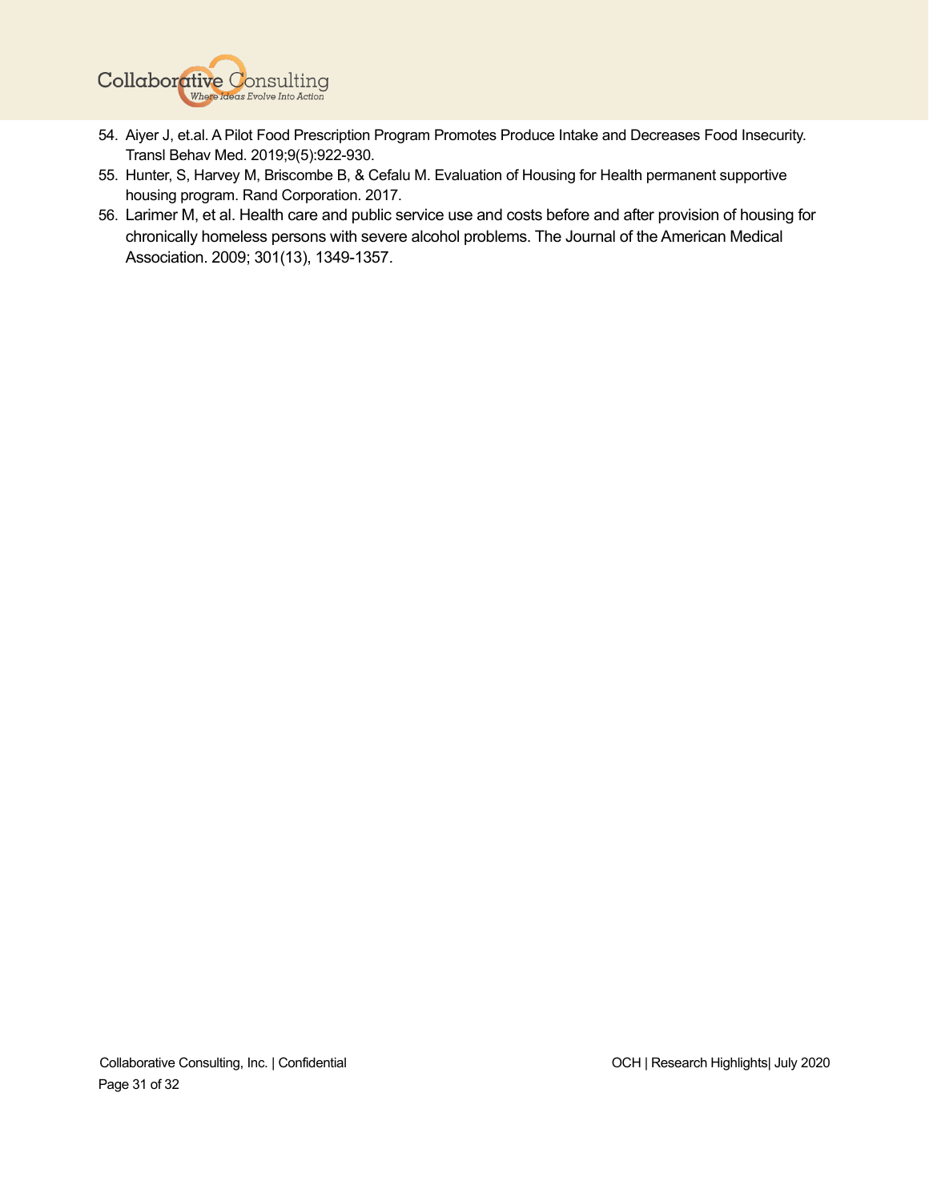54. Aiyer J, et.al. A Pilot Food Prescription Program Promotes Produce Intake and Decreases Food Insecurity. Transl Behav Med. 2019;9(5):922-930.
55. Hunter, S, Harvey M, Briscombe B, & Cefalu M. Evaluation of Housing for Health permanent supportive housing program. Rand Corporation. 2017.
56. Larimer M, et al. Health care and public service use and costs before and after provision of housing for chronically homeless persons with severe alcohol problems. The Journal of the American Medical Association. 2009; 301(13), 1349-1357.